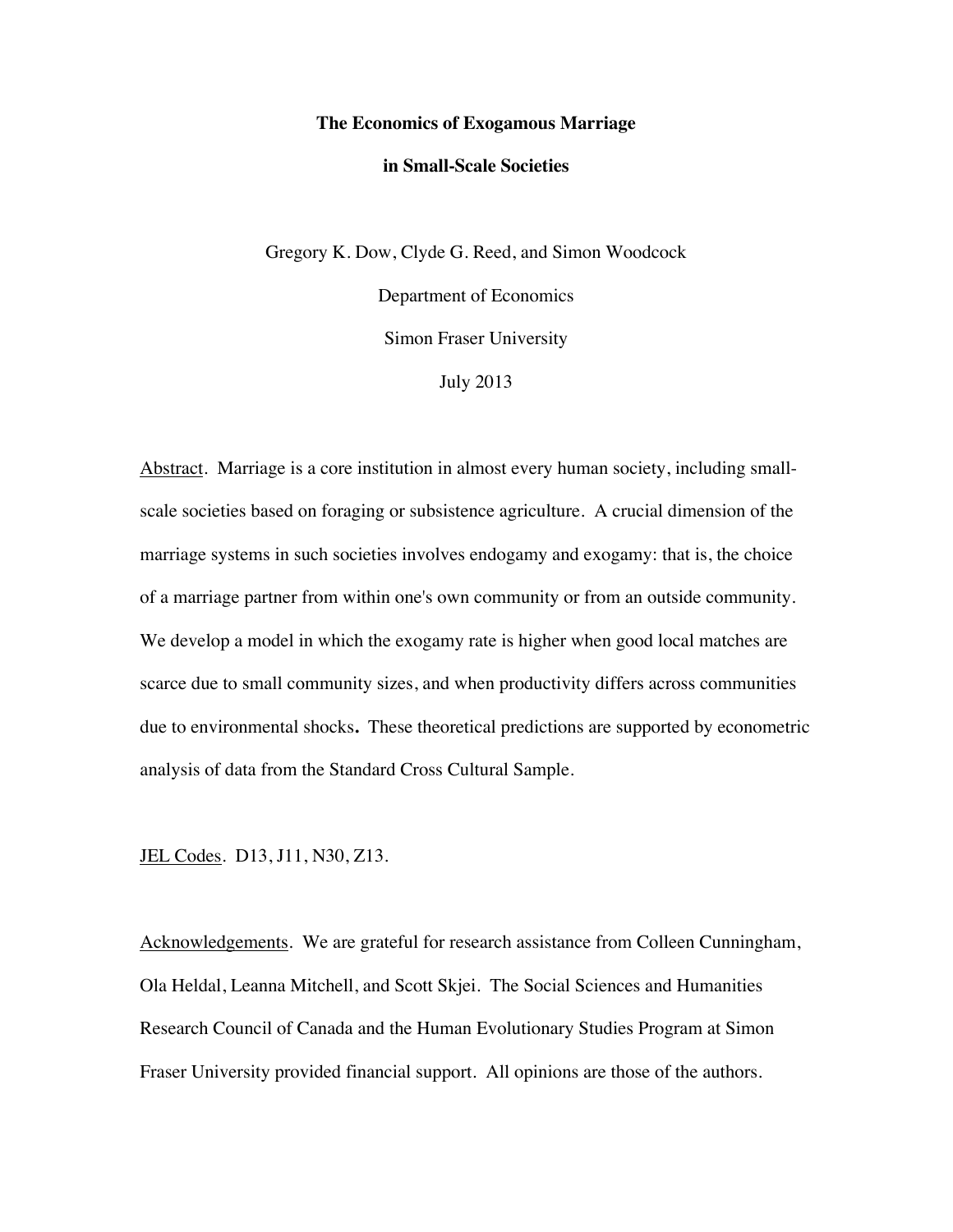# The Economics of Exogamous Marriage in Small-Scale Societies

Gregory K. Dow, Clyde G. Reed, and Simon Woodcock

Department of Economics

Simon Fraser University

July 2013

Abstract. Marriage is a core institution in almost every human society, including small-scale societies based on foraging or subsistence agriculture. A crucial dimension of the marriage systems in such societies involves endogamy and exogamy: that is, the choice of a marriage partner from within one's own community or from an outside community. We develop a model in which the exogamy rate is higher when good local matches are scarce due to small community sizes, and when productivity differs across communities due to environmental shocks**.** These theoretical predictions are supported by econometric analysis of data from the Standard Cross Cultural Sample.

JEL Codes. D13, J11, N30, Z13.

Acknowledgements. We are grateful for research assistance from Colleen Cunningham, Ola Heldal, Leanna Mitchell, and Scott Skjei. The Social Sciences and Humanities Research Council of Canada and the Human Evolutionary Studies Program at Simon Fraser University provided financial support. All opinions are those of the authors.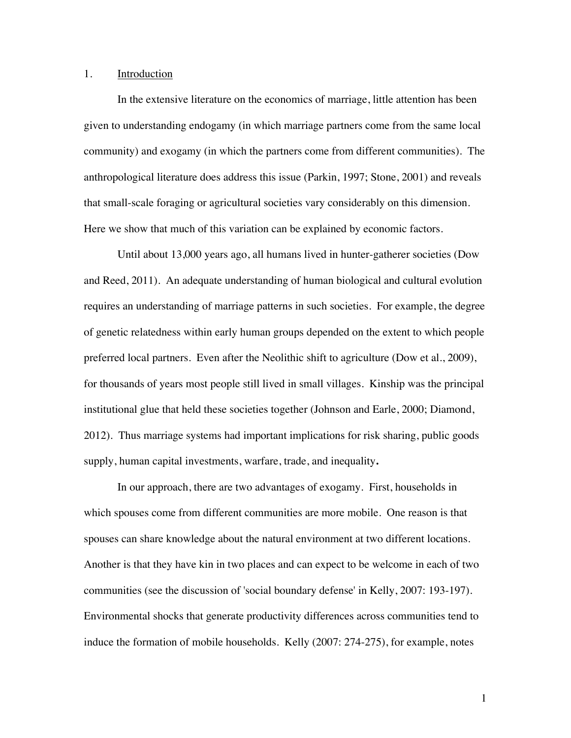## 1. Introduction

In the extensive literature on the economics of marriage, little attention has been given to understanding endogamy (in which marriage partners come from the same local community) and exogamy (in which the partners come from different communities). The anthropological literature does address this issue (Parkin, 1997; Stone, 2001) and reveals that small-scale foraging or agricultural societies vary considerably on this dimension. Here we show that much of this variation can be explained by economic factors.

Until about 13,000 years ago, all humans lived in hunter-gatherer societies (Dow and Reed, 2011). An adequate understanding of human biological and cultural evolution requires an understanding of marriage patterns in such societies. For example, the degree of genetic relatedness within early human groups depended on the extent to which people preferred local partners. Even after the Neolithic shift to agriculture (Dow et al., 2009), for thousands of years most people still lived in small villages. Kinship was the principal institutional glue that held these societies together (Johnson and Earle, 2000; Diamond, 2012). Thus marriage systems had important implications for risk sharing, public goods supply, human capital investments, warfare, trade, and inequality**.**

In our approach, there are two advantages of exogamy. First, households in which spouses come from different communities are more mobile. One reason is that spouses can share knowledge about the natural environment at two different locations. Another is that they have kin in two places and can expect to be welcome in each of two communities (see the discussion of 'social boundary defense' in Kelly, 2007: 193-197). Environmental shocks that generate productivity differences across communities tend to induce the formation of mobile households. Kelly (2007: 274-275), for example, notes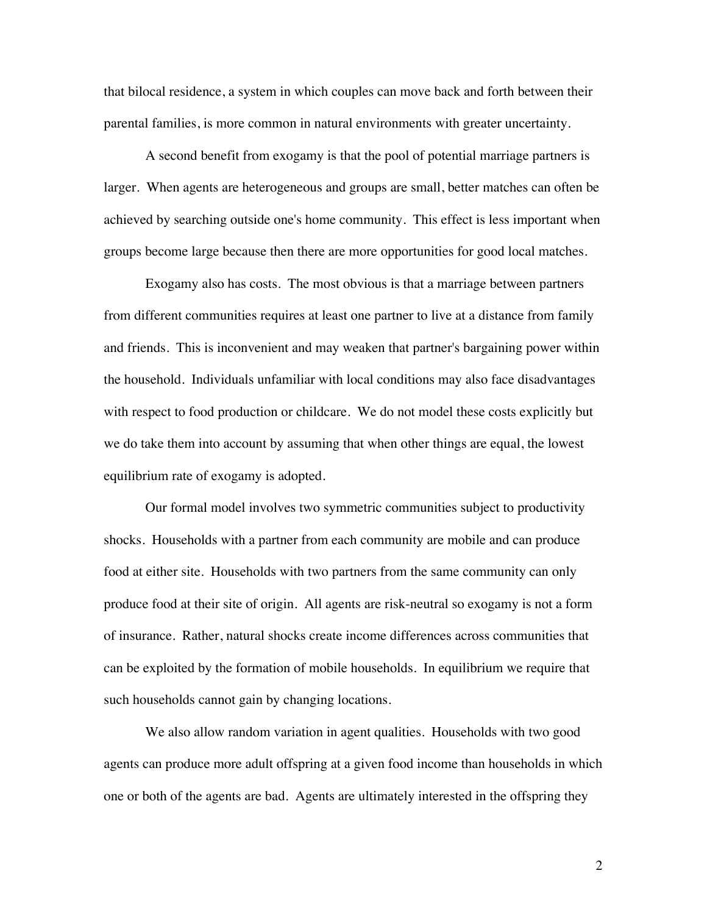that bilocal residence, a system in which couples can move back and forth between their parental families, is more common in natural environments with greater uncertainty.

A second benefit from exogamy is that the pool of potential marriage partners is larger. When agents are heterogeneous and groups are small, better matches can often be achieved by searching outside one's home community. This effect is less important when groups become large because then there are more opportunities for good local matches.

Exogamy also has costs. The most obvious is that a marriage between partners from different communities requires at least one partner to live at a distance from family and friends. This is inconvenient and may weaken that partner's bargaining power within the household. Individuals unfamiliar with local conditions may also face disadvantages with respect to food production or childcare. We do not model these costs explicitly but we do take them into account by assuming that when other things are equal, the lowest equilibrium rate of exogamy is adopted.

Our formal model involves two symmetric communities subject to productivity shocks. Households with a partner from each community are mobile and can produce food at either site. Households with two partners from the same community can only produce food at their site of origin. All agents are risk-neutral so exogamy is not a form of insurance. Rather, natural shocks create income differences across communities that can be exploited by the formation of mobile households. In equilibrium we require that such households cannot gain by changing locations.

We also allow random variation in agent qualities. Households with two good agents can produce more adult offspring at a given food income than households in which one or both of the agents are bad. Agents are ultimately interested in the offspring they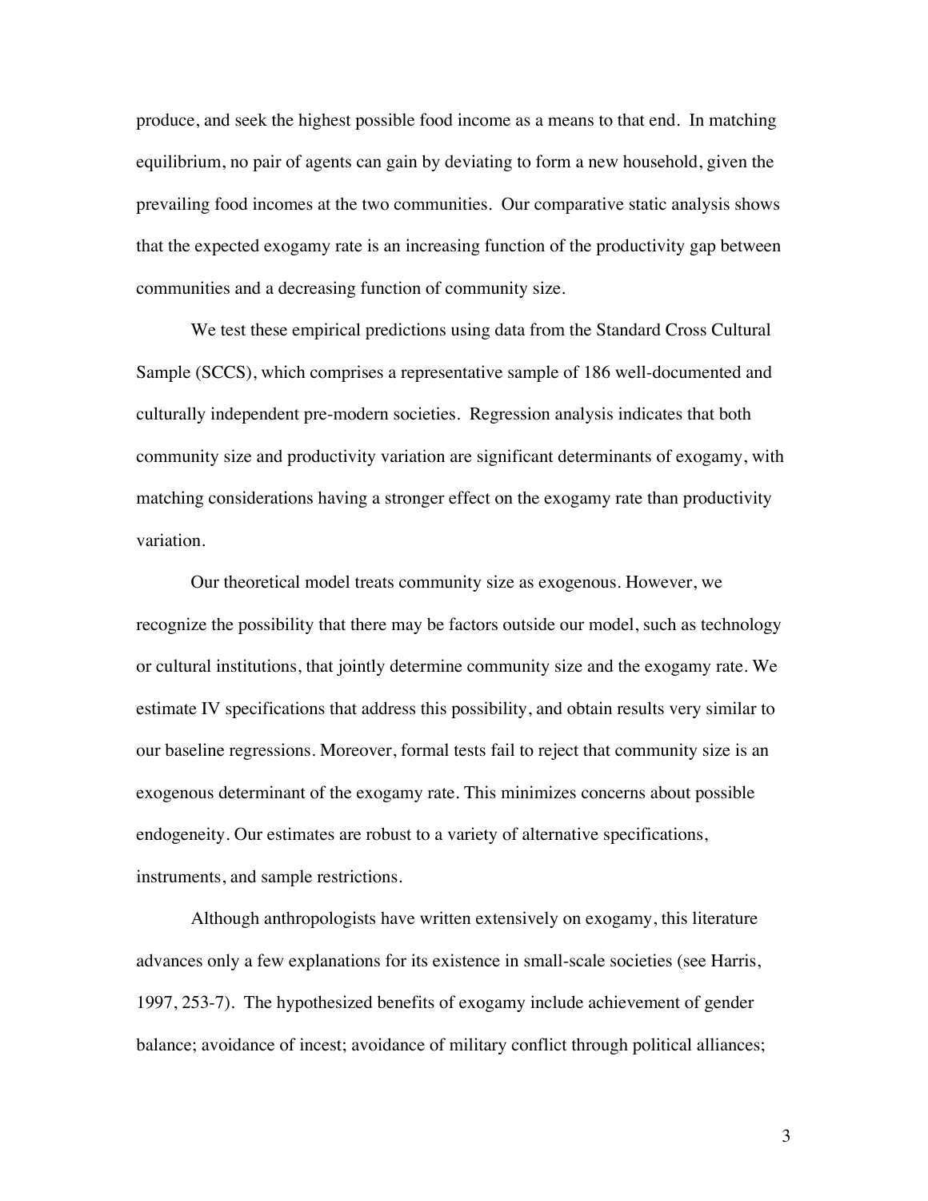produce, and seek the highest possible food income as a means to that end. In matching equilibrium, no pair of agents can gain by deviating to form a new household, given the prevailing food incomes at the two communities. Our comparative static analysis shows that the expected exogamy rate is an increasing function of the productivity gap between communities and a decreasing function of community size.

We test these empirical predictions using data from the Standard Cross Cultural Sample (SCCS), which comprises a representative sample of 186 well-documented and culturally independent pre-modern societies. Regression analysis indicates that both community size and productivity variation are significant determinants of exogamy, with matching considerations having a stronger effect on the exogamy rate than productivity variation.

Our theoretical model treats community size as exogenous. However, we recognize the possibility that there may be factors outside our model, such as technology or cultural institutions, that jointly determine community size and the exogamy rate. We estimate IV specifications that address this possibility, and obtain results very similar to our baseline regressions. Moreover, formal tests fail to reject that community size is an exogenous determinant of the exogamy rate. This minimizes concerns about possible endogeneity. Our estimates are robust to a variety of alternative specifications, instruments, and sample restrictions.

Although anthropologists have written extensively on exogamy, this literature advances only a few explanations for its existence in small-scale societies (see Harris, 1997, 253-7). The hypothesized benefits of exogamy include achievement of gender balance; avoidance of incest; avoidance of military conflict through political alliances;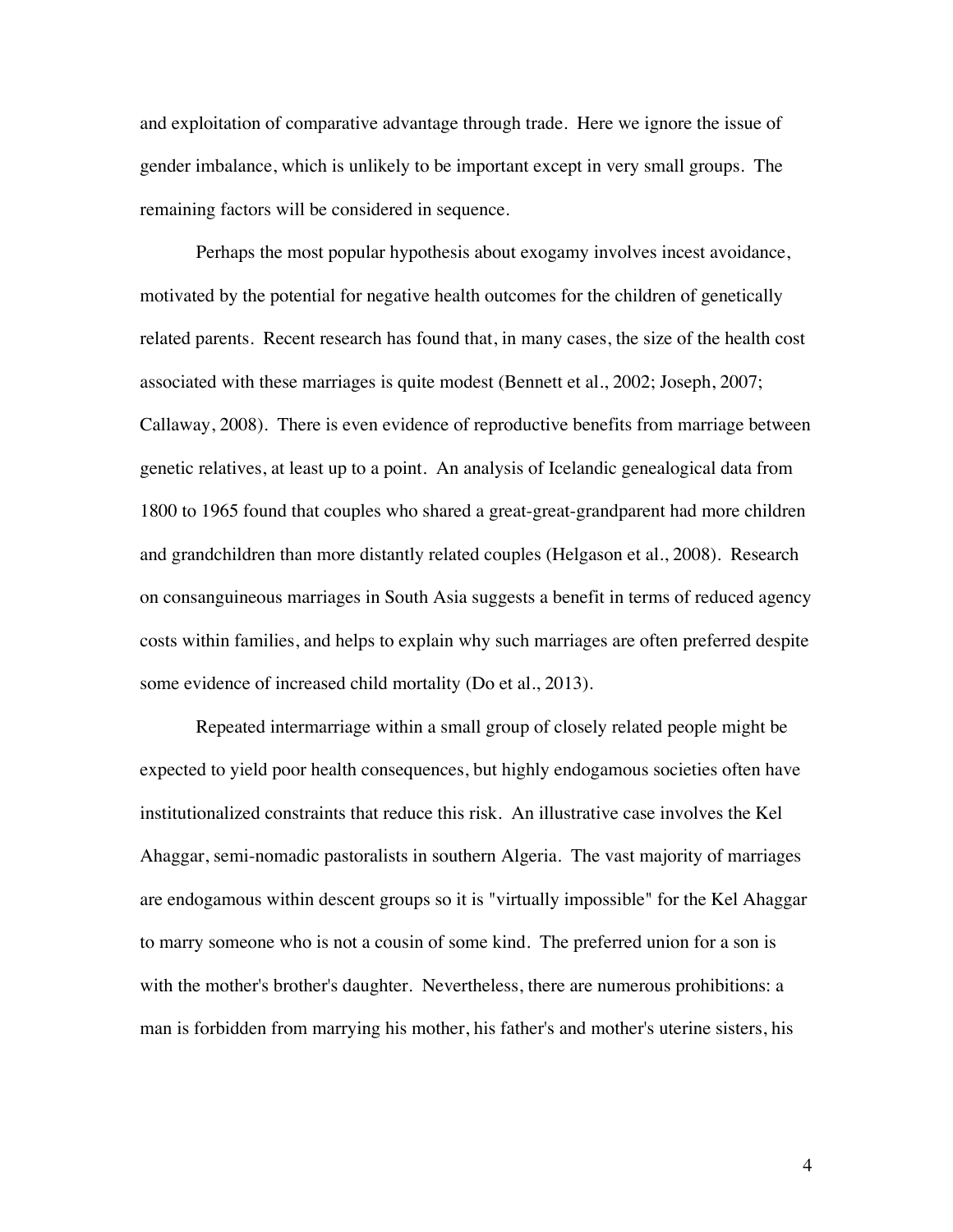and exploitation of comparative advantage through trade. Here we ignore the issue of gender imbalance, which is unlikely to be important except in very small groups. The remaining factors will be considered in sequence.

Perhaps the most popular hypothesis about exogamy involves incest avoidance, motivated by the potential for negative health outcomes for the children of genetically related parents. Recent research has found that, in many cases, the size of the health cost associated with these marriages is quite modest (Bennett et al., 2002; Joseph, 2007; Callaway, 2008). There is even evidence of reproductive benefits from marriage between genetic relatives, at least up to a point. An analysis of Icelandic genealogical data from 1800 to 1965 found that couples who shared a great-great-grandparent had more children and grandchildren than more distantly related couples (Helgason et al., 2008). Research on consanguineous marriages in South Asia suggests a benefit in terms of reduced agency costs within families, and helps to explain why such marriages are often preferred despite some evidence of increased child mortality (Do et al., 2013).

Repeated intermarriage within a small group of closely related people might be expected to yield poor health consequences, but highly endogamous societies often have institutionalized constraints that reduce this risk. An illustrative case involves the Kel Ahaggar, semi-nomadic pastoralists in southern Algeria. The vast majority of marriages are endogamous within descent groups so it is "virtually impossible" for the Kel Ahaggar to marry someone who is not a cousin of some kind. The preferred union for a son is with the mother's brother's daughter. Nevertheless, there are numerous prohibitions: a man is forbidden from marrying his mother, his father's and mother's uterine sisters, his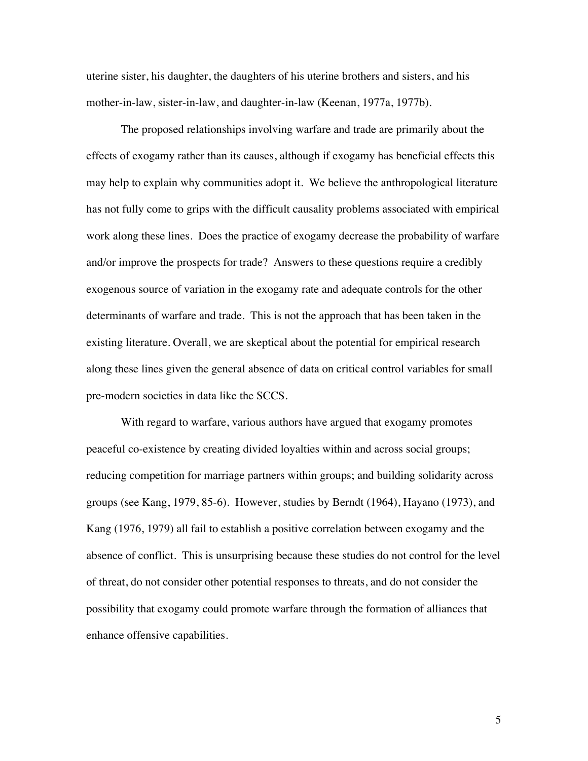uterine sister, his daughter, the daughters of his uterine brothers and sisters, and his mother-in-law, sister-in-law, and daughter-in-law (Keenan, 1977a, 1977b).

The proposed relationships involving warfare and trade are primarily about the effects of exogamy rather than its causes, although if exogamy has beneficial effects this may help to explain why communities adopt it. We believe the anthropological literature has not fully come to grips with the difficult causality problems associated with empirical work along these lines. Does the practice of exogamy decrease the probability of warfare and/or improve the prospects for trade? Answers to these questions require a credibly exogenous source of variation in the exogamy rate and adequate controls for the other determinants of warfare and trade. This is not the approach that has been taken in the existing literature. Overall, we are skeptical about the potential for empirical research along these lines given the general absence of data on critical control variables for small pre-modern societies in data like the SCCS.

With regard to warfare, various authors have argued that exogamy promotes peaceful co-existence by creating divided loyalties within and across social groups; reducing competition for marriage partners within groups; and building solidarity across groups (see Kang, 1979, 85-6). However, studies by Berndt (1964), Hayano (1973), and Kang (1976, 1979) all fail to establish a positive correlation between exogamy and the absence of conflict. This is unsurprising because these studies do not control for the level of threat, do not consider other potential responses to threats, and do not consider the possibility that exogamy could promote warfare through the formation of alliances that enhance offensive capabilities.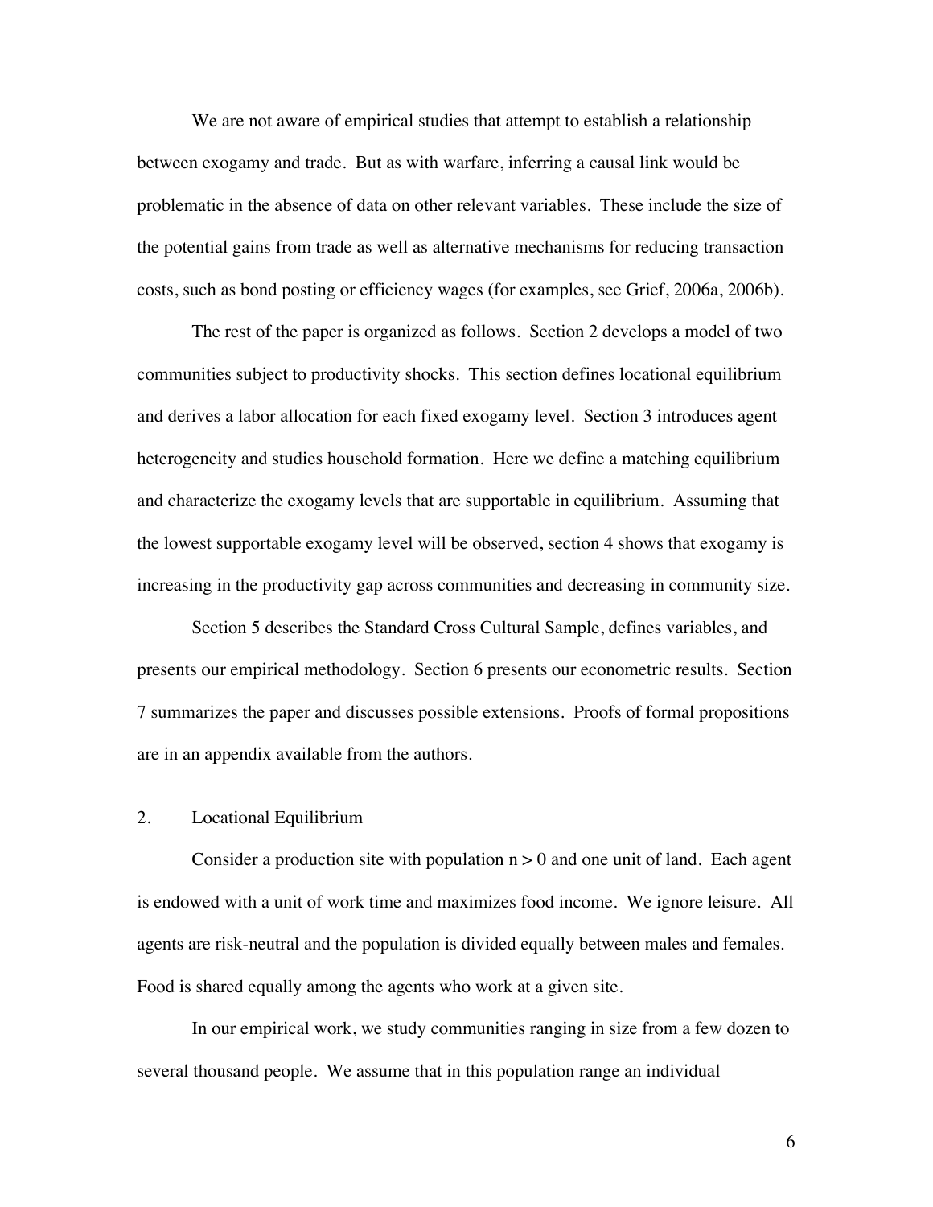We are not aware of empirical studies that attempt to establish a relationship between exogamy and trade. But as with warfare, inferring a causal link would be problematic in the absence of data on other relevant variables. These include the size of the potential gains from trade as well as alternative mechanisms for reducing transaction costs, such as bond posting or efficiency wages (for examples, see Grief, 2006a, 2006b).

The rest of the paper is organized as follows. Section 2 develops a model of two communities subject to productivity shocks. This section defines locational equilibrium and derives a labor allocation for each fixed exogamy level. Section 3 introduces agent heterogeneity and studies household formation. Here we define a matching equilibrium and characterize the exogamy levels that are supportable in equilibrium. Assuming that the lowest supportable exogamy level will be observed, section 4 shows that exogamy is increasing in the productivity gap across communities and decreasing in community size.

Section 5 describes the Standard Cross Cultural Sample, defines variables, and presents our empirical methodology. Section 6 presents our econometric results. Section 7 summarizes the paper and discusses possible extensions. Proofs of formal propositions are in an appendix available from the authors.

## 2. Locational Equilibrium

Consider a production site with population $n > 0$ and one unit of land. Each agent is endowed with a unit of work time and maximizes food income. We ignore leisure. All agents are risk-neutral and the population is divided equally between males and females. Food is shared equally among the agents who work at a given site.

In our empirical work, we study communities ranging in size from a few dozen to several thousand people. We assume that in this population range an individual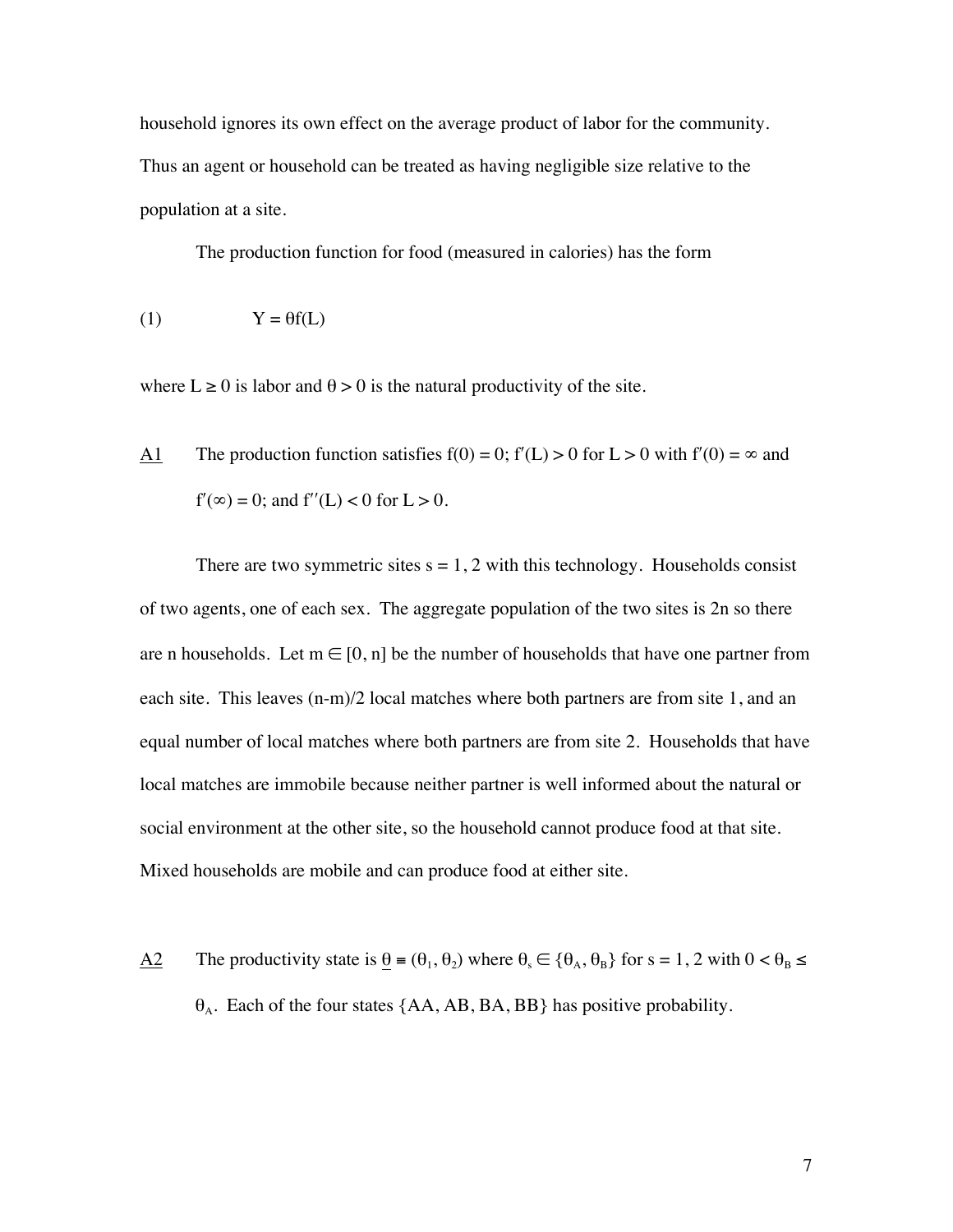household ignores its own effect on the average product of labor for the community. Thus an agent or household can be treated as having negligible size relative to the population at a site.

The production function for food (measured in calories) has the form

$$(1) \qquad Y = \theta f(L)$$

where $L \geq 0$ is labor and $\theta > 0$ is the natural productivity of the site.

A1 The production function satisfies $f(0) = 0$; $f'(L) > 0$ for $L > 0$ with $f'(0) = \infty$ and $f'(\infty) = 0$; and $f''(L) < 0$ for $L > 0$.

There are two symmetric sites $s = 1, 2$ with this technology. Households consist of two agents, one of each sex. The aggregate population of the two sites is $2n$ so there are $n$ households. Let $m \in [0, n]$ be the number of households that have one partner from each site. This leaves $(n-m)/2$ local matches where both partners are from site 1, and an equal number of local matches where both partners are from site 2. Households that have local matches are immobile because neither partner is well informed about the natural or social environment at the other site, so the household cannot produce food at that site. Mixed households are mobile and can produce food at either site.

A2 The productivity state is $\underline{\theta} \equiv (\theta_1, \theta_2)$ where $\theta_s \in \{\theta_A, \theta_B\}$ for $s = 1, 2$ with $0 < \theta_B \leq \theta_A$. Each of the four states $\{AA, AB, BA, BB\}$ has positive probability.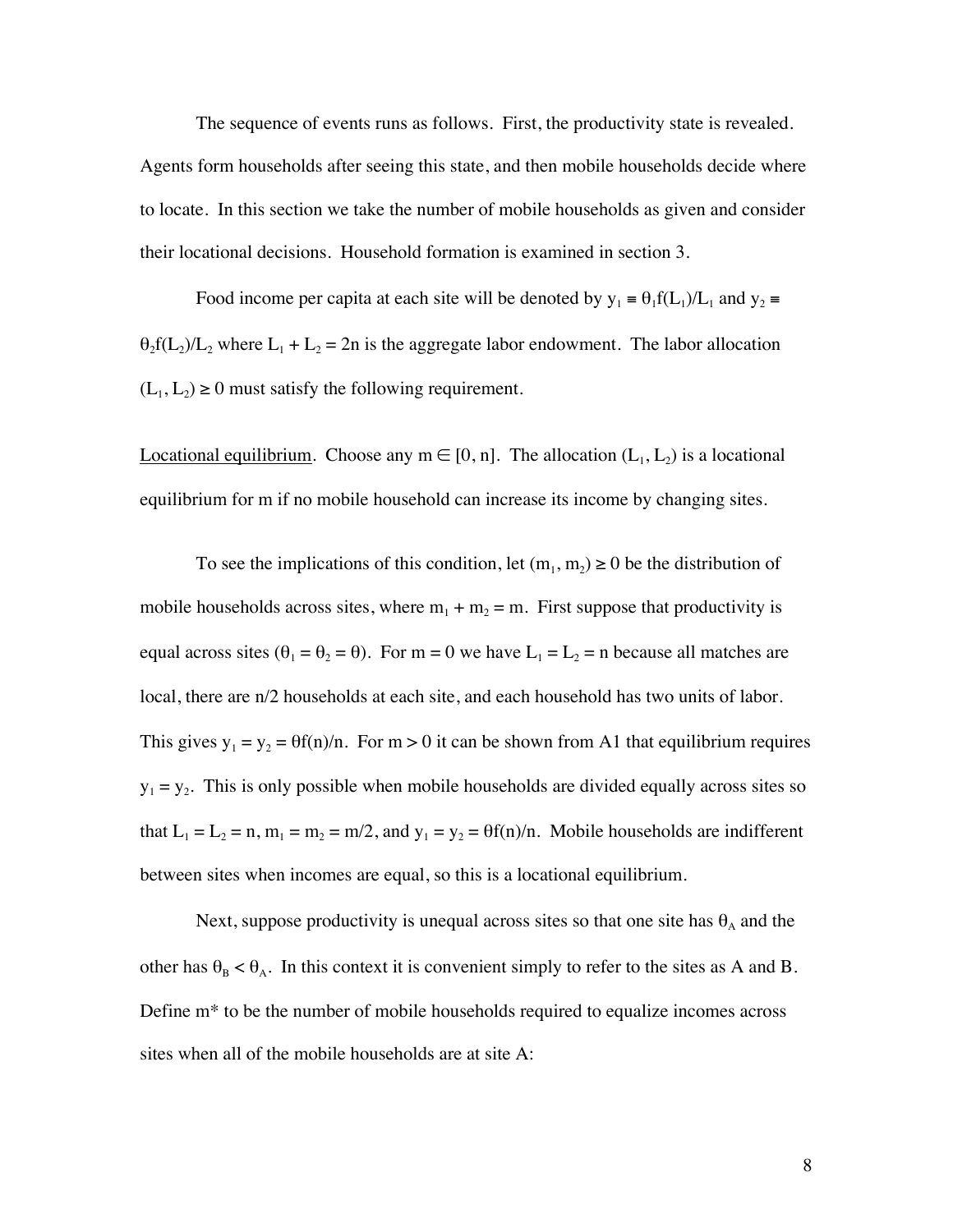The sequence of events runs as follows. First, the productivity state is revealed. Agents form households after seeing this state, and then mobile households decide where to locate. In this section we take the number of mobile households as given and consider their locational decisions. Household formation is examined in section 3.

Food income per capita at each site will be denoted by $y_1 \equiv \theta_1 f(L_1)/L_1$ and $y_2 \equiv \theta_2 f(L_2)/L_2$ where $L_1 + L_2 = 2n$ is the aggregate labor endowment. The labor allocation $(L_1, L_2) \geq 0$ must satisfy the following requirement.

<u>Locational equilibrium</u>. Choose any $m \in [0, n]$. The allocation $(L_1, L_2)$ is a locational equilibrium for m if no mobile household can increase its income by changing sites.

To see the implications of this condition, let $(m_1, m_2) \geq 0$ be the distribution of mobile households across sites, where $m_1 + m_2 = m$. First suppose that productivity is equal across sites ($\theta_1 = \theta_2 = \theta$). For $m = 0$ we have $L_1 = L_2 = n$ because all matches are local, there are n/2 households at each site, and each household has two units of labor. This gives $y_1 = y_2 = \theta f(n)/n$. For $m > 0$ it can be shown from A1 that equilibrium requires $y_1 = y_2$. This is only possible when mobile households are divided equally across sites so that $L_1 = L_2 = n$, $m_1 = m_2 = m/2$, and $y_1 = y_2 = \theta f(n)/n$. Mobile households are indifferent between sites when incomes are equal, so this is a locational equilibrium.

Next, suppose productivity is unequal across sites so that one site has $\theta_A$ and the other has $\theta_B < \theta_A$. In this context it is convenient simply to refer to the sites as A and B. Define m* to be the number of mobile households required to equalize incomes across sites when all of the mobile households are at site A: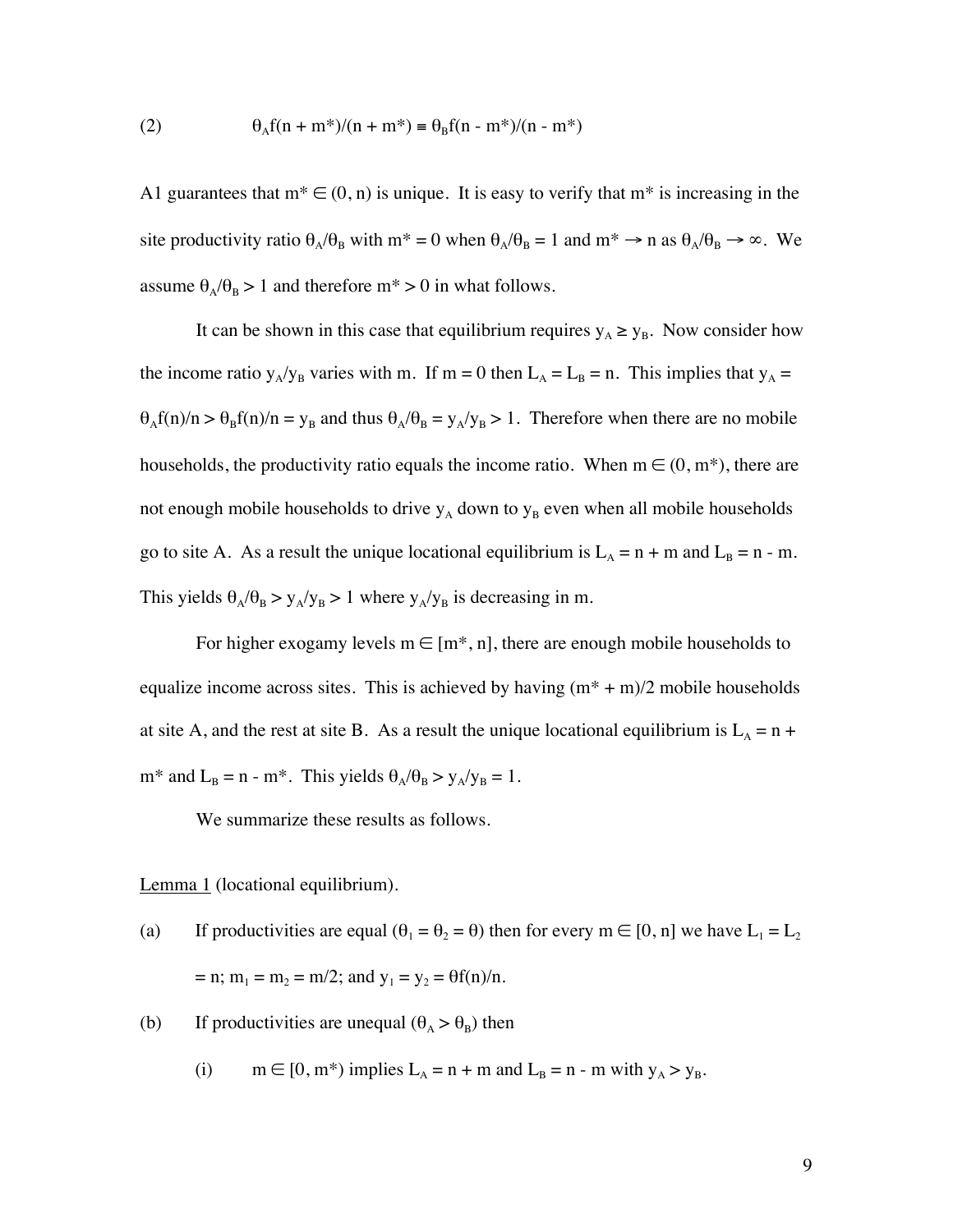$$\theta_A f(n + m^*)/(n + m^*) \equiv \theta_B f(n - m^*)/(n - m^*) \tag{2}$$

A1 guarantees that $m^* \in (0, n)$ is unique. It is easy to verify that $m^*$ is increasing in the site productivity ratio $\theta_A/\theta_B$ with $m^* = 0$ when $\theta_A/\theta_B = 1$ and $m^* \rightarrow n$ as $\theta_A/\theta_B \rightarrow \infty$. We assume $\theta_A/\theta_B > 1$ and therefore $m^* > 0$ in what follows.

It can be shown in this case that equilibrium requires $y_A \geq y_B$. Now consider how the income ratio $y_A/y_B$ varies with m. If $m = 0$ then $L_A = L_B = n$. This implies that $y_A = \theta_A f(n)/n > \theta_B f(n)/n = y_B$ and thus $\theta_A/\theta_B = y_A/y_B > 1$. Therefore when there are no mobile households, the productivity ratio equals the income ratio. When $m \in (0, m^*)$, there are not enough mobile households to drive $y_A$ down to $y_B$ even when all mobile households go to site A. As a result the unique locational equilibrium is $L_A = n + m$ and $L_B = n - m$. This yields $\theta_A/\theta_B > y_A/y_B > 1$ where $y_A/y_B$ is decreasing in m.

For higher exogamy levels $m \in [m^*, n]$, there are enough mobile households to equalize income across sites. This is achieved by having $(m^* + m)/2$ mobile households at site A, and the rest at site B. As a result the unique locational equilibrium is $L_A = n + m^*$ and $L_B = n - m^*$. This yields $\theta_A/\theta_B > y_A/y_B = 1$.

We summarize these results as follows.

Lemma 1 (locational equilibrium).

(a) If productivities are equal ($\theta_1 = \theta_2 = \theta$) then for every $m \in [0, n]$ we have $L_1 = L_2 = n$; $m_1 = m_2 = m/2$; and $y_1 = y_2 = \theta f(n)/n$.

(b) If productivities are unequal ($\theta_A > \theta_B$) then

(i) $m \in [0, m^*)$ implies $L_A = n + m$ and $L_B = n - m$ with $y_A > y_B$.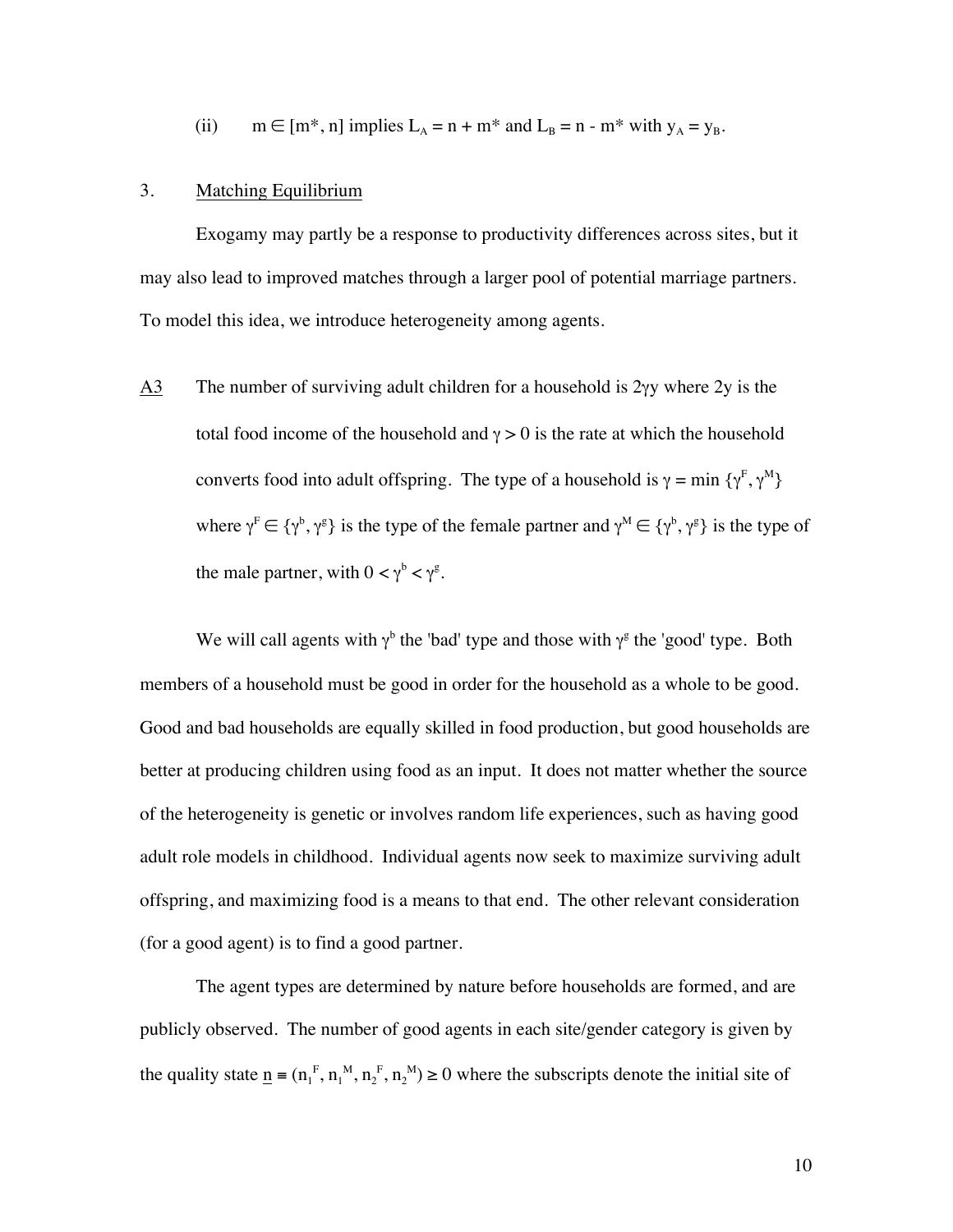(ii) $m \in [m^*, n]$ implies $L_A = n + m^*$ and $L_B = n - m^*$ with $y_A = y_B$.

## 3. Matching Equilibrium

Exogamy may partly be a response to productivity differences across sites, but it may also lead to improved matches through a larger pool of potential marriage partners. To model this idea, we introduce heterogeneity among agents.

A3 The number of surviving adult children for a household is $2\gamma y$ where $2y$ is the total food income of the household and $\gamma > 0$ is the rate at which the household converts food into adult offspring. The type of a household is $\gamma = \min \{\gamma^F, \gamma^M\}$ where $\gamma^F \in \{\gamma^b, \gamma^g\}$ is the type of the female partner and $\gamma^M \in \{\gamma^b, \gamma^g\}$ is the type of the male partner, with $0 < \gamma^b < \gamma^g$.

We will call agents with $\gamma^b$ the 'bad' type and those with $\gamma^g$ the 'good' type. Both members of a household must be good in order for the household as a whole to be good. Good and bad households are equally skilled in food production, but good households are better at producing children using food as an input. It does not matter whether the source of the heterogeneity is genetic or involves random life experiences, such as having good adult role models in childhood. Individual agents now seek to maximize surviving adult offspring, and maximizing food is a means to that end. The other relevant consideration (for a good agent) is to find a good partner.

The agent types are determined by nature before households are formed, and are publicly observed. The number of good agents in each site/gender category is given by the quality state $\underline{n} \equiv (n_1^F, n_1^M, n_2^F, n_2^M) \geq 0$ where the subscripts denote the initial site of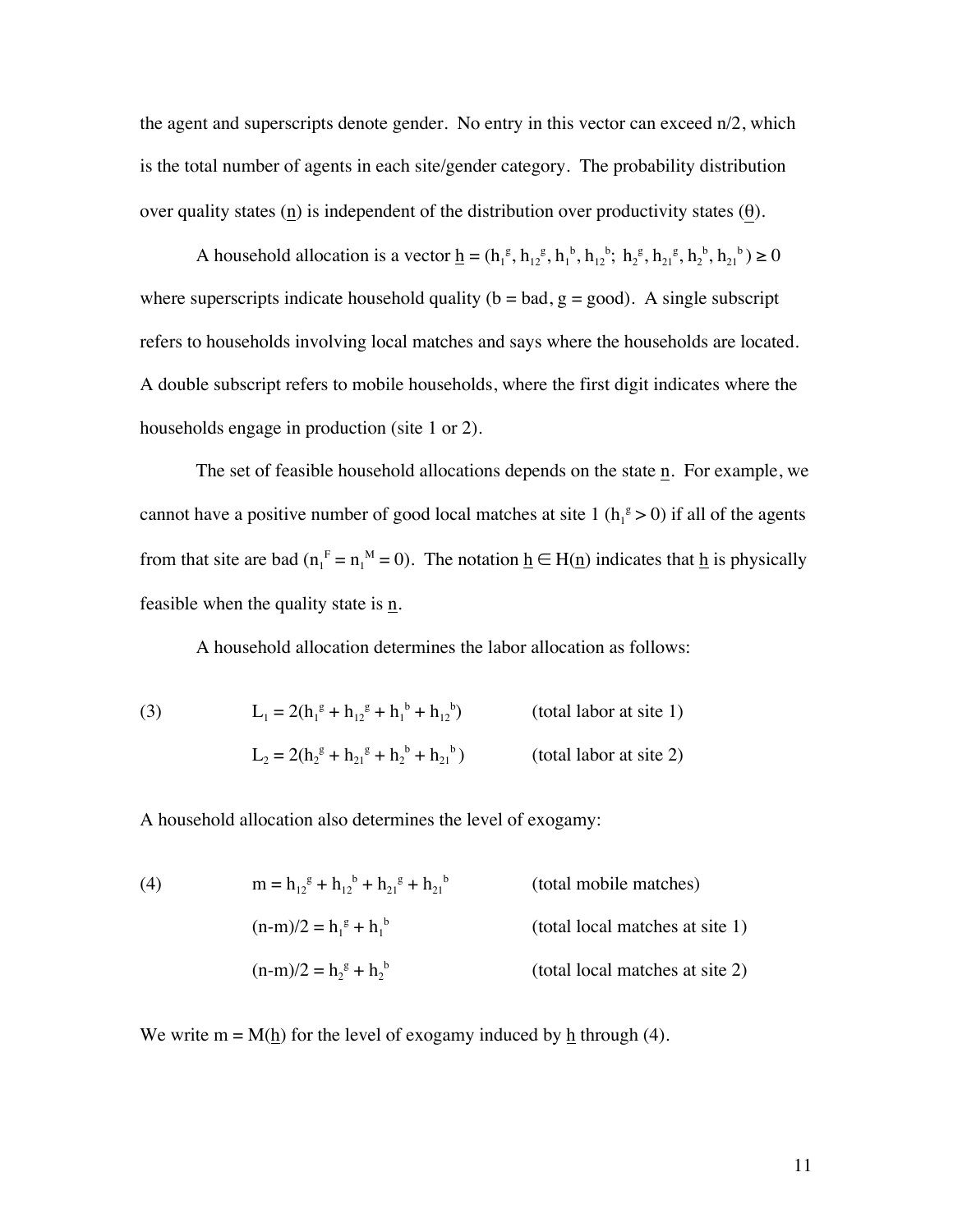the agent and superscripts denote gender. No entry in this vector can exceed n/2, which is the total number of agents in each site/gender category. The probability distribution over quality states ($\underline{n}$) is independent of the distribution over productivity states ($\underline{\theta}$).

A household allocation is a vector $\underline{h} = (h_1^g, h_{12}^g, h_1^b, h_{12}^b;\ h_2^g, h_{21}^g, h_2^b, h_{21}^b) \geq 0$ where superscripts indicate household quality (b = bad, g = good). A single subscript refers to households involving local matches and says where the households are located. A double subscript refers to mobile households, where the first digit indicates where the households engage in production (site 1 or 2).

The set of feasible household allocations depends on the state $\underline{n}$. For example, we cannot have a positive number of good local matches at site 1 ($h_1^g > 0$) if all of the agents from that site are bad ($n_1^F = n_1^M = 0$). The notation $\underline{h} \in H(\underline{n})$ indicates that $\underline{h}$ is physically feasible when the quality state is $\underline{n}$.

A household allocation determines the labor allocation as follows:

$$
\begin{aligned}
(3) \qquad & L_1 = 2(h_1^g + h_{12}^g + h_1^b + h_{12}^b) && \text{(total labor at site 1)} \\
& L_2 = 2(h_2^g + h_{21}^g + h_2^b + h_{21}^b) && \text{(total labor at site 2)}
\end{aligned}
$$

A household allocation also determines the level of exogamy:

$$
\begin{aligned}
(4) \qquad & m = h_{12}^g + h_{12}^b + h_{21}^g + h_{21}^b && \text{(total mobile matches)} \\
& (n-m)/2 = h_1^g + h_1^b && \text{(total local matches at site 1)} \\
& (n-m)/2 = h_2^g + h_2^b && \text{(total local matches at site 2)}
\end{aligned}
$$

We write $m = M(\underline{h})$ for the level of exogamy induced by $\underline{h}$ through (4).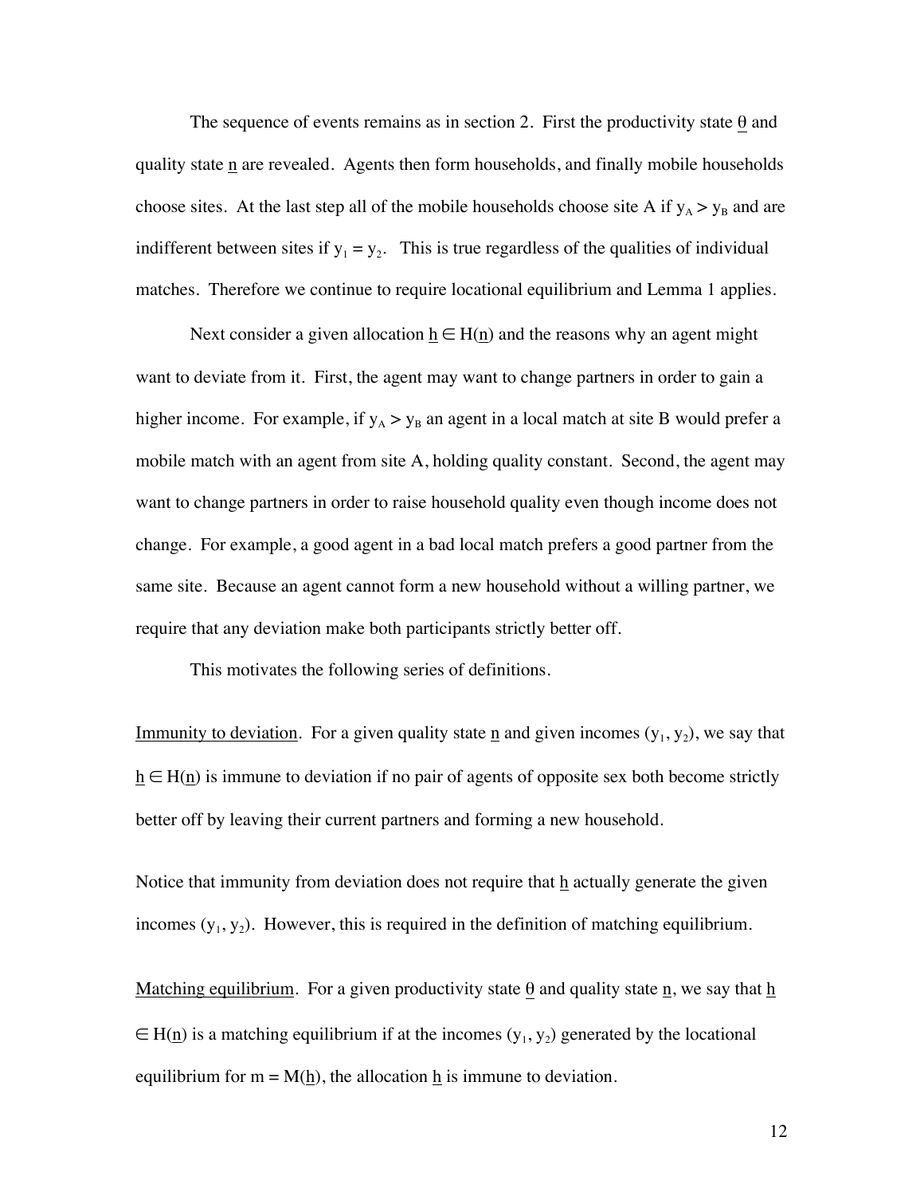The sequence of events remains as in section 2. First the productivity state $\underline{\theta}$ and quality state $\underline{n}$ are revealed. Agents then form households, and finally mobile households choose sites. At the last step all of the mobile households choose site A if $y_A > y_B$ and are indifferent between sites if $y_1 = y_2$. This is true regardless of the qualities of individual matches. Therefore we continue to require locational equilibrium and Lemma 1 applies.

Next consider a given allocation $\underline{h} \in H(\underline{n})$ and the reasons why an agent might want to deviate from it. First, the agent may want to change partners in order to gain a higher income. For example, if $y_A > y_B$ an agent in a local match at site B would prefer a mobile match with an agent from site A, holding quality constant. Second, the agent may want to change partners in order to raise household quality even though income does not change. For example, a good agent in a bad local match prefers a good partner from the same site. Because an agent cannot form a new household without a willing partner, we require that any deviation make both participants strictly better off.

This motivates the following series of definitions.

Immunity to deviation. For a given quality state $\underline{n}$ and given incomes $(y_1, y_2)$, we say that $\underline{h} \in H(\underline{n})$ is immune to deviation if no pair of agents of opposite sex both become strictly better off by leaving their current partners and forming a new household.

Notice that immunity from deviation does not require that $\underline{h}$ actually generate the given incomes $(y_1, y_2)$. However, this is required in the definition of matching equilibrium.

Matching equilibrium. For a given productivity state $\underline{\theta}$ and quality state $\underline{n}$, we say that $\underline{h} \in H(\underline{n})$ is a matching equilibrium if at the incomes $(y_1, y_2)$ generated by the locational equilibrium for $m = M(\underline{h})$, the allocation $\underline{h}$ is immune to deviation.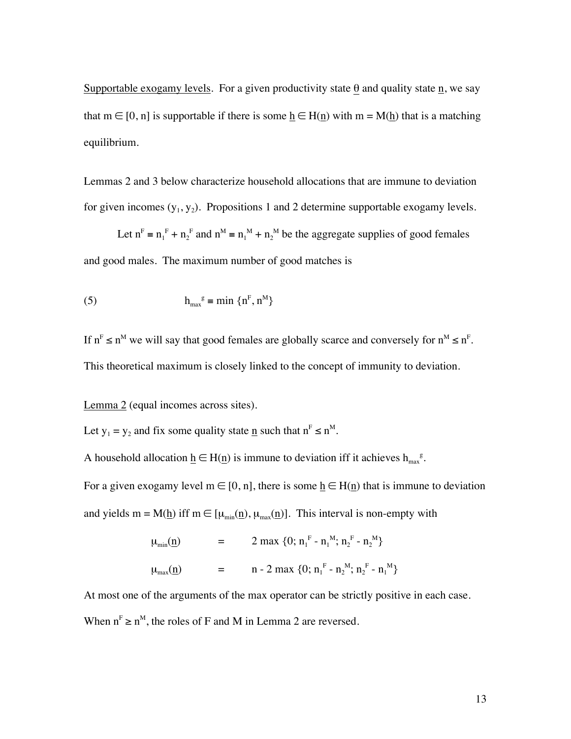<u>Supportable exogamy levels</u>. For a given productivity state $\underline{\theta}$ and quality state $\underline{n}$, we say that $m \in [0, n]$ is supportable if there is some $\underline{h} \in H(\underline{n})$ with $m = M(\underline{h})$ that is a matching equilibrium.

Lemmas 2 and 3 below characterize household allocations that are immune to deviation for given incomes $(y_1, y_2)$. Propositions 1 and 2 determine supportable exogamy levels.

Let $n^F \equiv n_1^F + n_2^F$ and $n^M \equiv n_1^M + n_2^M$ be the aggregate supplies of good females and good males. The maximum number of good matches is

$$
h_{max}^{g} \equiv \min \{n^F, n^M\} \tag{5}
$$

If $n^F \leq n^M$ we will say that good females are globally scarce and conversely for $n^M \leq n^F$. This theoretical maximum is closely linked to the concept of immunity to deviation.

<u>Lemma 2</u> (equal incomes across sites).

Let $y_1 = y_2$ and fix some quality state $\underline{n}$ such that $n^F \leq n^M$.

A household allocation $\underline{h} \in H(\underline{n})$ is immune to deviation iff it achieves $h_{max}^{g}$.

For a given exogamy level $m \in [0, n]$, there is some $\underline{h} \in H(\underline{n})$ that is immune to deviation and yields $m = M(\underline{h})$ iff $m \in [\mu_{min}(\underline{n}), \mu_{max}(\underline{n})]$. This interval is non-empty with

$$
\begin{aligned}
\mu_{min}(\underline{n}) \quad &= \quad 2 \max \{0; n_1^F - n_1^M; n_2^F - n_2^M\} \\
\mu_{max}(\underline{n}) \quad &= \quad n - 2 \max \{0; n_1^F - n_2^M; n_2^F - n_1^M\}
\end{aligned}
$$

At most one of the arguments of the max operator can be strictly positive in each case. When $n^F \geq n^M$, the roles of F and M in Lemma 2 are reversed.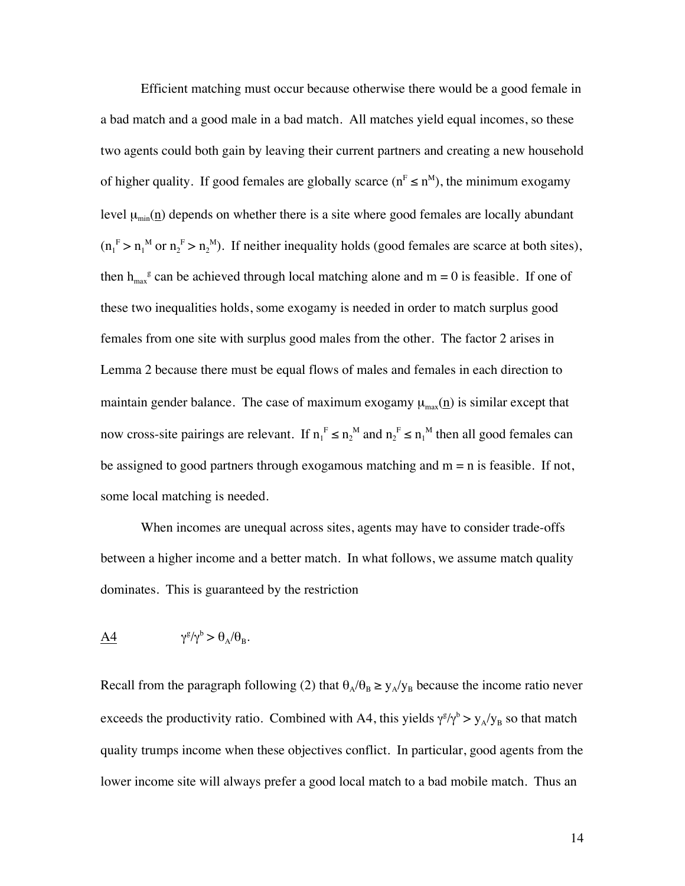Efficient matching must occur because otherwise there would be a good female in a bad match and a good male in a bad match. All matches yield equal incomes, so these two agents could both gain by leaving their current partners and creating a new household of higher quality. If good females are globally scarce ($n^F \leq n^M$), the minimum exogamy level $\mu_{min}(\underline{n})$ depends on whether there is a site where good females are locally abundant ($n_1^F > n_1^M$ or $n_2^F > n_2^M$). If neither inequality holds (good females are scarce at both sites), then $h_{max}^g$ can be achieved through local matching alone and $m = 0$ is feasible. If one of these two inequalities holds, some exogamy is needed in order to match surplus good females from one site with surplus good males from the other. The factor 2 arises in Lemma 2 because there must be equal flows of males and females in each direction to maintain gender balance. The case of maximum exogamy $\mu_{max}(\underline{n})$ is similar except that now cross-site pairings are relevant. If $n_1^F \leq n_2^M$ and $n_2^F \leq n_1^M$ then all good females can be assigned to good partners through exogamous matching and $m = n$ is feasible. If not, some local matching is needed.

When incomes are unequal across sites, agents may have to consider trade-offs between a higher income and a better match. In what follows, we assume match quality dominates. This is guaranteed by the restriction

$$\underline{\text{A4}} \qquad \gamma^g/\gamma^b > \theta_A/\theta_B.$$

Recall from the paragraph following (2) that $\theta_A/\theta_B \geq y_A/y_B$ because the income ratio never exceeds the productivity ratio. Combined with A4, this yields $\gamma^g/\gamma^b > y_A/y_B$ so that match quality trumps income when these objectives conflict. In particular, good agents from the lower income site will always prefer a good local match to a bad mobile match. Thus an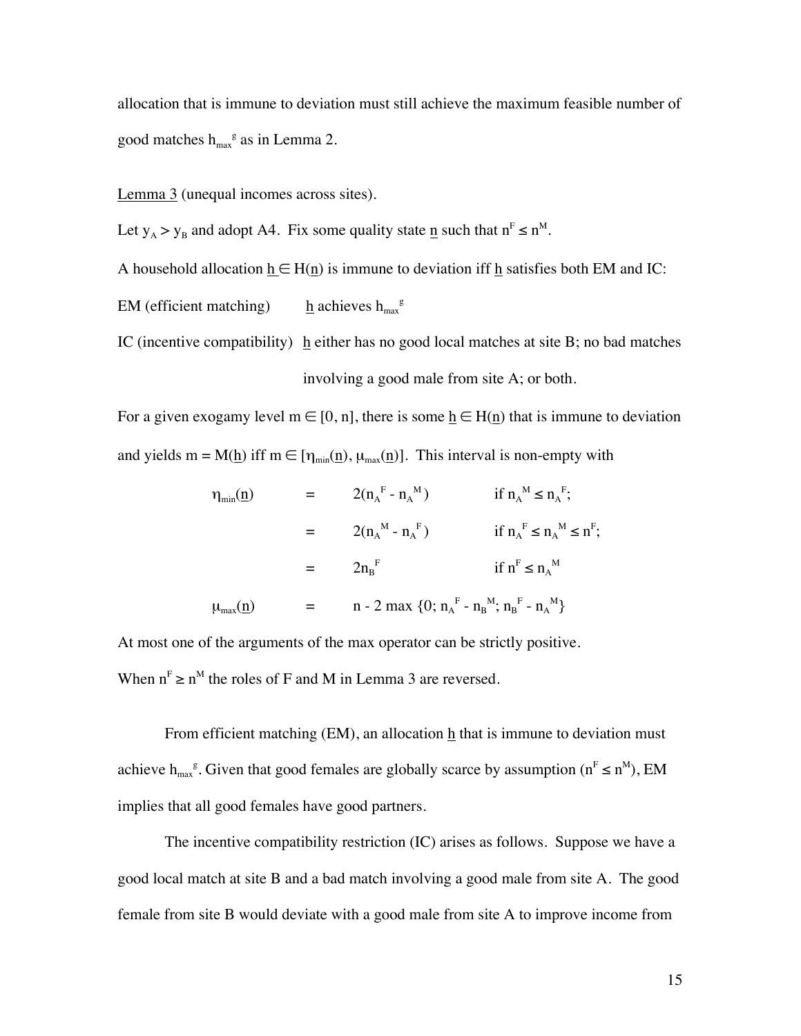allocation that is immune to deviation must still achieve the maximum feasible number of good matches $h_{max}^g$ as in Lemma 2.

Lemma 3 (unequal incomes across sites).

Let $y_A > y_B$ and adopt A4. Fix some quality state $\underline{n}$ such that $n^F \leq n^M$.

A household allocation $\underline{h} \in H(\underline{n})$ is immune to deviation iff $\underline{h}$ satisfies both EM and IC:

EM (efficient matching) $\underline{h}$ achieves $h_{max}^g$

IC (incentive compatibility) $\underline{h}$ either has no good local matches at site B; no bad matches involving a good male from site A; or both.

For a given exogamy level $m \in [0, n]$, there is some $\underline{h} \in H(\underline{n})$ that is immune to deviation and yields $m = M(\underline{h})$ iff $m \in [\eta_{min}(\underline{n}), \mu_{max}(\underline{n})]$. This interval is non-empty with

$$
\begin{aligned}
\eta_{min}(\underline{n}) &= 2(n_A^F - n_A^M) && \text{if } n_A^M \leq n_A^F; \\
&= 2(n_A^M - n_A^F) && \text{if } n_A^F \leq n_A^M \leq n^F; \\
&= 2n_B^F && \text{if } n^F \leq n_A^M \\
\mu_{max}(\underline{n}) &= n - 2 \max \{0; n_A^F - n_B^M; n_B^F - n_A^M\}
\end{aligned}
$$

At most one of the arguments of the max operator can be strictly positive.

When $n^F \geq n^M$ the roles of F and M in Lemma 3 are reversed.

From efficient matching (EM), an allocation $\underline{h}$ that is immune to deviation must achieve $h_{max}^g$. Given that good females are globally scarce by assumption ($n^F \leq n^M$), EM implies that all good females have good partners.

The incentive compatibility restriction (IC) arises as follows. Suppose we have a good local match at site B and a bad match involving a good male from site A. The good female from site B would deviate with a good male from site A to improve income from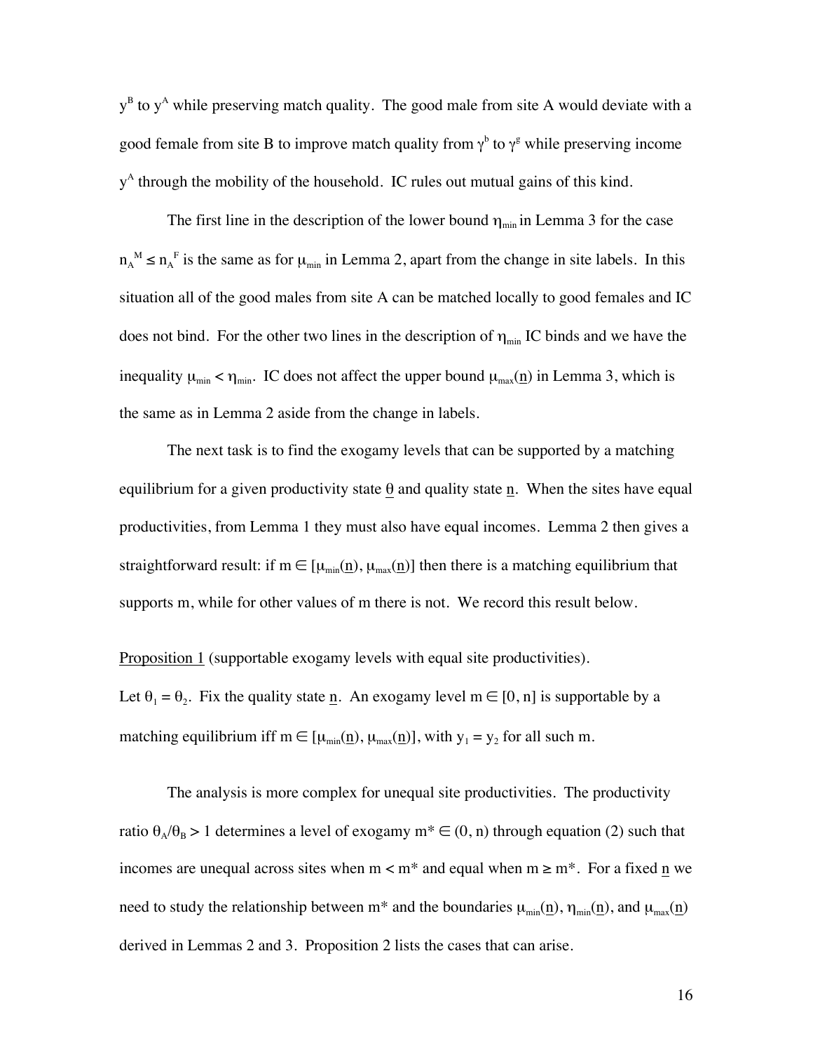$y^B$ to $y^A$ while preserving match quality. The good male from site A would deviate with a good female from site B to improve match quality from $\gamma^b$ to $\gamma^g$ while preserving income $y^A$ through the mobility of the household. IC rules out mutual gains of this kind.

The first line in the description of the lower bound $\eta_{min}$ in Lemma 3 for the case $n_A{}^M \leq n_A{}^F$ is the same as for $\mu_{min}$ in Lemma 2, apart from the change in site labels. In this situation all of the good males from site A can be matched locally to good females and IC does not bind. For the other two lines in the description of $\eta_{min}$ IC binds and we have the inequality $\mu_{min} < \eta_{min}$. IC does not affect the upper bound $\mu_{max}(\underline{n})$ in Lemma 3, which is the same as in Lemma 2 aside from the change in labels.

The next task is to find the exogamy levels that can be supported by a matching equilibrium for a given productivity state $\underline{\theta}$ and quality state $\underline{n}$. When the sites have equal productivities, from Lemma 1 they must also have equal incomes. Lemma 2 then gives a straightforward result: if $m \in [\mu_{min}(\underline{n}), \mu_{max}(\underline{n})]$ then there is a matching equilibrium that supports m, while for other values of m there is not. We record this result below.

<u>Proposition 1</u> (supportable exogamy levels with equal site productivities).
Let $\theta_1 = \theta_2$. Fix the quality state $\underline{n}$. An exogamy level $m \in [0, n]$ is supportable by a matching equilibrium iff $m \in [\mu_{min}(\underline{n}), \mu_{max}(\underline{n})]$, with $y_1 = y_2$ for all such m.

The analysis is more complex for unequal site productivities. The productivity ratio $\theta_A/\theta_B > 1$ determines a level of exogamy $m^* \in (0, n)$ through equation (2) such that incomes are unequal across sites when $m < m^*$ and equal when $m \geq m^*$. For a fixed $\underline{n}$ we need to study the relationship between $m^*$ and the boundaries $\mu_{min}(\underline{n})$, $\eta_{min}(\underline{n})$, and $\mu_{max}(\underline{n})$ derived in Lemmas 2 and 3. Proposition 2 lists the cases that can arise.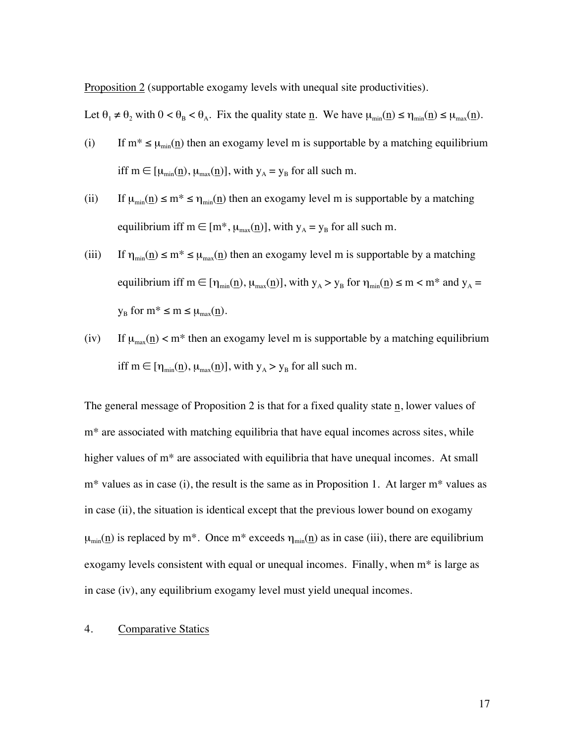Proposition 2 (supportable exogamy levels with unequal site productivities).

Let $\theta_1 \neq \theta_2$ with $0 < \theta_B < \theta_A$. Fix the quality state $\underline{n}$. We have $\mu_{min}(\underline{n}) \leq \eta_{min}(\underline{n}) \leq \mu_{max}(\underline{n})$.

(i) If $m^* \leq \mu_{min}(\underline{n})$ then an exogamy level m is supportable by a matching equilibrium iff $m \in [\mu_{min}(\underline{n}), \mu_{max}(\underline{n})]$, with $y_A = y_B$ for all such m.

(ii) If $\mu_{min}(\underline{n}) \leq m^* \leq \eta_{min}(\underline{n})$ then an exogamy level m is supportable by a matching equilibrium iff $m \in [m^*, \mu_{max}(\underline{n})]$, with $y_A = y_B$ for all such m.

(iii) If $\eta_{min}(\underline{n}) \leq m^* \leq \mu_{max}(\underline{n})$ then an exogamy level m is supportable by a matching equilibrium iff $m \in [\eta_{min}(\underline{n}), \mu_{max}(\underline{n})]$, with $y_A > y_B$ for $\eta_{min}(\underline{n}) \leq m < m^*$ and $y_A = y_B$ for $m^* \leq m \leq \mu_{max}(\underline{n})$.

(iv) If $\mu_{max}(\underline{n}) < m^*$ then an exogamy level m is supportable by a matching equilibrium iff $m \in [\eta_{min}(\underline{n}), \mu_{max}(\underline{n})]$, with $y_A > y_B$ for all such m.

The general message of Proposition 2 is that for a fixed quality state $\underline{n}$, lower values of $m^*$ are associated with matching equilibria that have equal incomes across sites, while higher values of $m^*$ are associated with equilibria that have unequal incomes. At small $m^*$ values as in case (i), the result is the same as in Proposition 1. At larger $m^*$ values as in case (ii), the situation is identical except that the previous lower bound on exogamy $\mu_{min}(\underline{n})$ is replaced by $m^*$. Once $m^*$ exceeds $\eta_{min}(\underline{n})$ as in case (iii), there are equilibrium exogamy levels consistent with equal or unequal incomes. Finally, when $m^*$ is large as in case (iv), any equilibrium exogamy level must yield unequal incomes.

## 4. Comparative Statics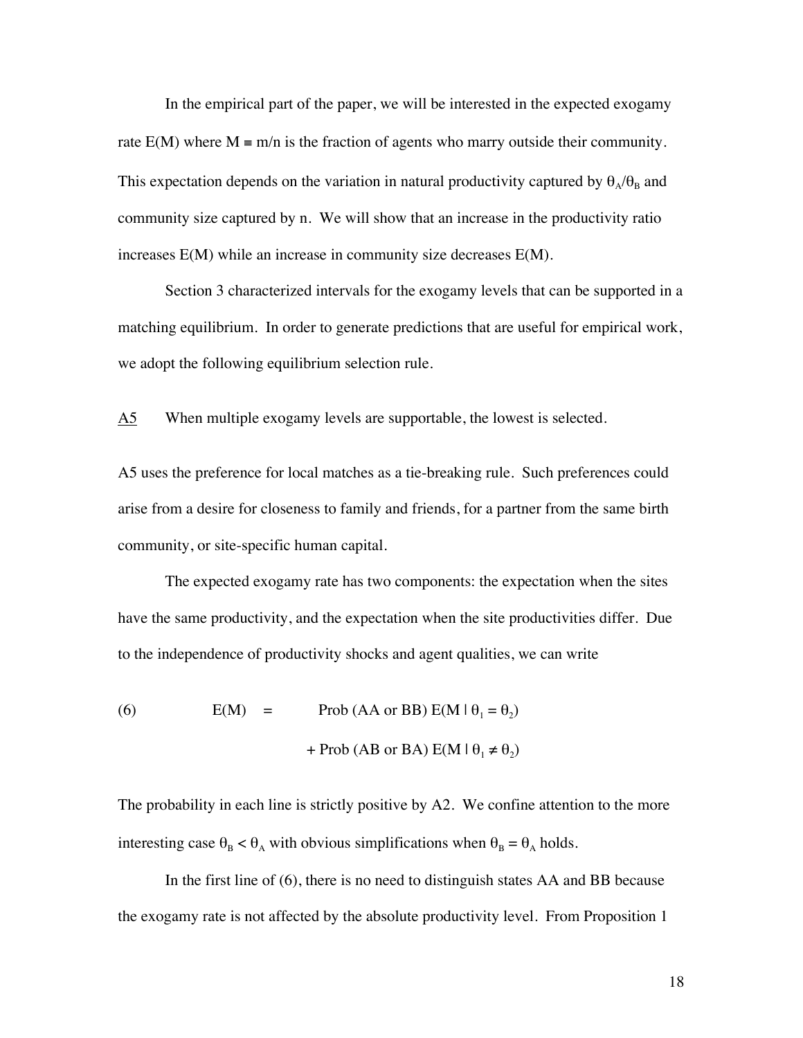In the empirical part of the paper, we will be interested in the expected exogamy rate E(M) where $M \equiv m/n$ is the fraction of agents who marry outside their community. This expectation depends on the variation in natural productivity captured by $\theta_A/\theta_B$ and community size captured by n. We will show that an increase in the productivity ratio increases E(M) while an increase in community size decreases E(M).

Section 3 characterized intervals for the exogamy levels that can be supported in a matching equilibrium. In order to generate predictions that are useful for empirical work, we adopt the following equilibrium selection rule.

<u>A5</u> When multiple exogamy levels are supportable, the lowest is selected.

A5 uses the preference for local matches as a tie-breaking rule. Such preferences could arise from a desire for closeness to family and friends, for a partner from the same birth community, or site-specific human capital.

The expected exogamy rate has two components: the expectation when the sites have the same productivity, and the expectation when the site productivities differ. Due to the independence of productivity shocks and agent qualities, we can write

$$
\begin{aligned}
(6) \qquad E(M) \quad = \quad & \text{Prob (AA or BB) } E(M \mid \theta_1 = \theta_2) \\
& + \text{Prob (AB or BA) } E(M \mid \theta_1 \neq \theta_2)
\end{aligned}
$$

The probability in each line is strictly positive by A2. We confine attention to the more interesting case $\theta_B < \theta_A$ with obvious simplifications when $\theta_B = \theta_A$ holds.

In the first line of (6), there is no need to distinguish states AA and BB because the exogamy rate is not affected by the absolute productivity level. From Proposition 1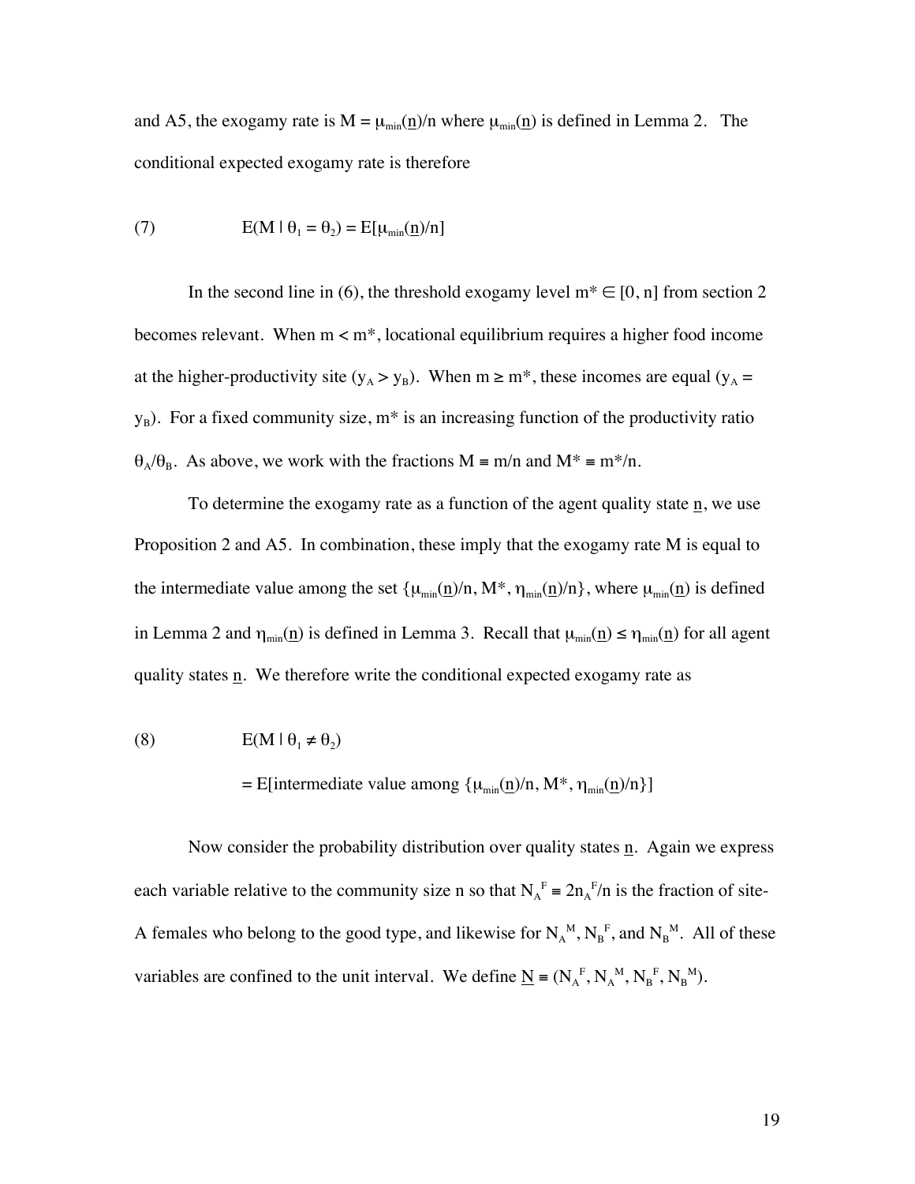and A5, the exogamy rate is $M = \mu_{min}(\underline{n})/n$ where $\mu_{min}(\underline{n})$ is defined in Lemma 2. The conditional expected exogamy rate is therefore

$$(7) \qquad E(M \mid \theta_1 = \theta_2) = E[\mu_{min}(\underline{n})/n]$$

In the second line in (6), the threshold exogamy level $m^* \in [0, n]$ from section 2 becomes relevant. When $m < m^*$, locational equilibrium requires a higher food income at the higher-productivity site ($y_A > y_B$). When $m \geq m^*$, these incomes are equal ($y_A = y_B$). For a fixed community size, $m^*$ is an increasing function of the productivity ratio $\theta_A/\theta_B$. As above, we work with the fractions $M \equiv m/n$ and $M^* \equiv m^*/n$.

To determine the exogamy rate as a function of the agent quality state $\underline{n}$, we use Proposition 2 and A5. In combination, these imply that the exogamy rate M is equal to the intermediate value among the set $\{\mu_{min}(\underline{n})/n, M^*, \eta_{min}(\underline{n})/n\}$, where $\mu_{min}(\underline{n})$ is defined in Lemma 2 and $\eta_{min}(\underline{n})$ is defined in Lemma 3. Recall that $\mu_{min}(\underline{n}) \leq \eta_{min}(\underline{n})$ for all agent quality states $\underline{n}$. We therefore write the conditional expected exogamy rate as

$$(8) \qquad E(M \mid \theta_1 \neq \theta_2)$$

$$= E[\text{intermediate value among } \{\mu_{min}(\underline{n})/n, M^*, \eta_{min}(\underline{n})/n\}]$$

Now consider the probability distribution over quality states $\underline{n}$. Again we express each variable relative to the community size n so that $N_A^F \equiv 2n_A^F/n$ is the fraction of site-A females who belong to the good type, and likewise for $N_A^M$, $N_B^F$, and $N_B^M$. All of these variables are confined to the unit interval. We define $\underline{N} \equiv (N_A^F, N_A^M, N_B^F, N_B^M)$.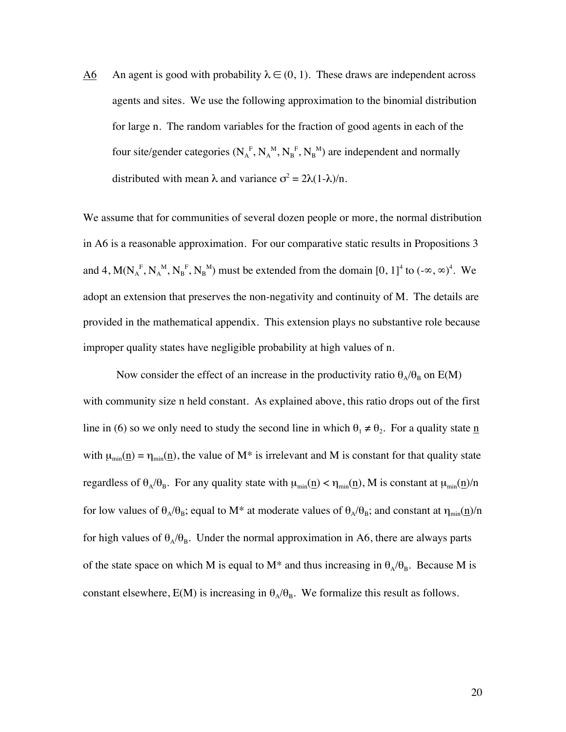A6 An agent is good with probability $\lambda \in (0, 1)$. These draws are independent across agents and sites. We use the following approximation to the binomial distribution for large n. The random variables for the fraction of good agents in each of the four site/gender categories ($N_A^F$, $N_A^M$, $N_B^F$, $N_B^M$) are independent and normally distributed with mean $\lambda$ and variance $\sigma^2 = 2\lambda(1-\lambda)/n$.

We assume that for communities of several dozen people or more, the normal distribution in A6 is a reasonable approximation. For our comparative static results in Propositions 3 and 4, $M(N_A^F, N_A^M, N_B^F, N_B^M)$ must be extended from the domain $[0, 1]^4$ to $(-\infty, \infty)^4$. We adopt an extension that preserves the non-negativity and continuity of M. The details are provided in the mathematical appendix. This extension plays no substantive role because improper quality states have negligible probability at high values of n.

Now consider the effect of an increase in the productivity ratio $\theta_A/\theta_B$ on E(M) with community size n held constant. As explained above, this ratio drops out of the first line in (6) so we only need to study the second line in which $\theta_1 \neq \theta_2$. For a quality state $\underline{n}$ with $\mu_{min}(\underline{n}) = \eta_{min}(\underline{n})$, the value of M* is irrelevant and M is constant for that quality state regardless of $\theta_A/\theta_B$. For any quality state with $\mu_{min}(\underline{n}) < \eta_{min}(\underline{n})$, M is constant at $\mu_{min}(\underline{n})/n$ for low values of $\theta_A/\theta_B$; equal to M* at moderate values of $\theta_A/\theta_B$; and constant at $\eta_{min}(\underline{n})/n$ for high values of $\theta_A/\theta_B$. Under the normal approximation in A6, there are always parts of the state space on which M is equal to M* and thus increasing in $\theta_A/\theta_B$. Because M is constant elsewhere, E(M) is increasing in $\theta_A/\theta_B$. We formalize this result as follows.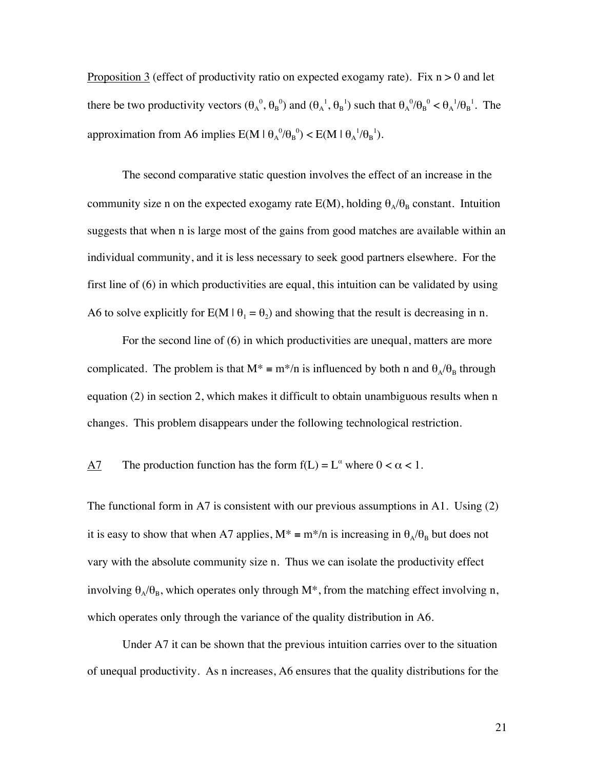<u>Proposition 3</u> (effect of productivity ratio on expected exogamy rate). Fix $n > 0$ and let there be two productivity vectors $(\theta_A^0, \theta_B^0)$ and $(\theta_A^1, \theta_B^1)$ such that $\theta_A^0/\theta_B^0 < \theta_A^1/\theta_B^1$. The approximation from A6 implies $E(M \mid \theta_A^0/\theta_B^0) < E(M \mid \theta_A^1/\theta_B^1)$.

The second comparative static question involves the effect of an increase in the community size n on the expected exogamy rate E(M), holding $\theta_A/\theta_B$ constant. Intuition suggests that when n is large most of the gains from good matches are available within an individual community, and it is less necessary to seek good partners elsewhere. For the first line of (6) in which productivities are equal, this intuition can be validated by using A6 to solve explicitly for $E(M \mid \theta_1 = \theta_2)$ and showing that the result is decreasing in n.

For the second line of (6) in which productivities are unequal, matters are more complicated. The problem is that $M^* \equiv m^*/n$ is influenced by both n and $\theta_A/\theta_B$ through equation (2) in section 2, which makes it difficult to obtain unambiguous results when n changes. This problem disappears under the following technological restriction.

<u>A7</u> The production function has the form $f(L) = L^\alpha$ where $0 < \alpha < 1$.

The functional form in A7 is consistent with our previous assumptions in A1. Using (2) it is easy to show that when A7 applies, $M^* \equiv m^*/n$ is increasing in $\theta_A/\theta_B$ but does not vary with the absolute community size n. Thus we can isolate the productivity effect involving $\theta_A/\theta_B$, which operates only through $M^*$, from the matching effect involving n, which operates only through the variance of the quality distribution in A6.

Under A7 it can be shown that the previous intuition carries over to the situation of unequal productivity. As n increases, A6 ensures that the quality distributions for the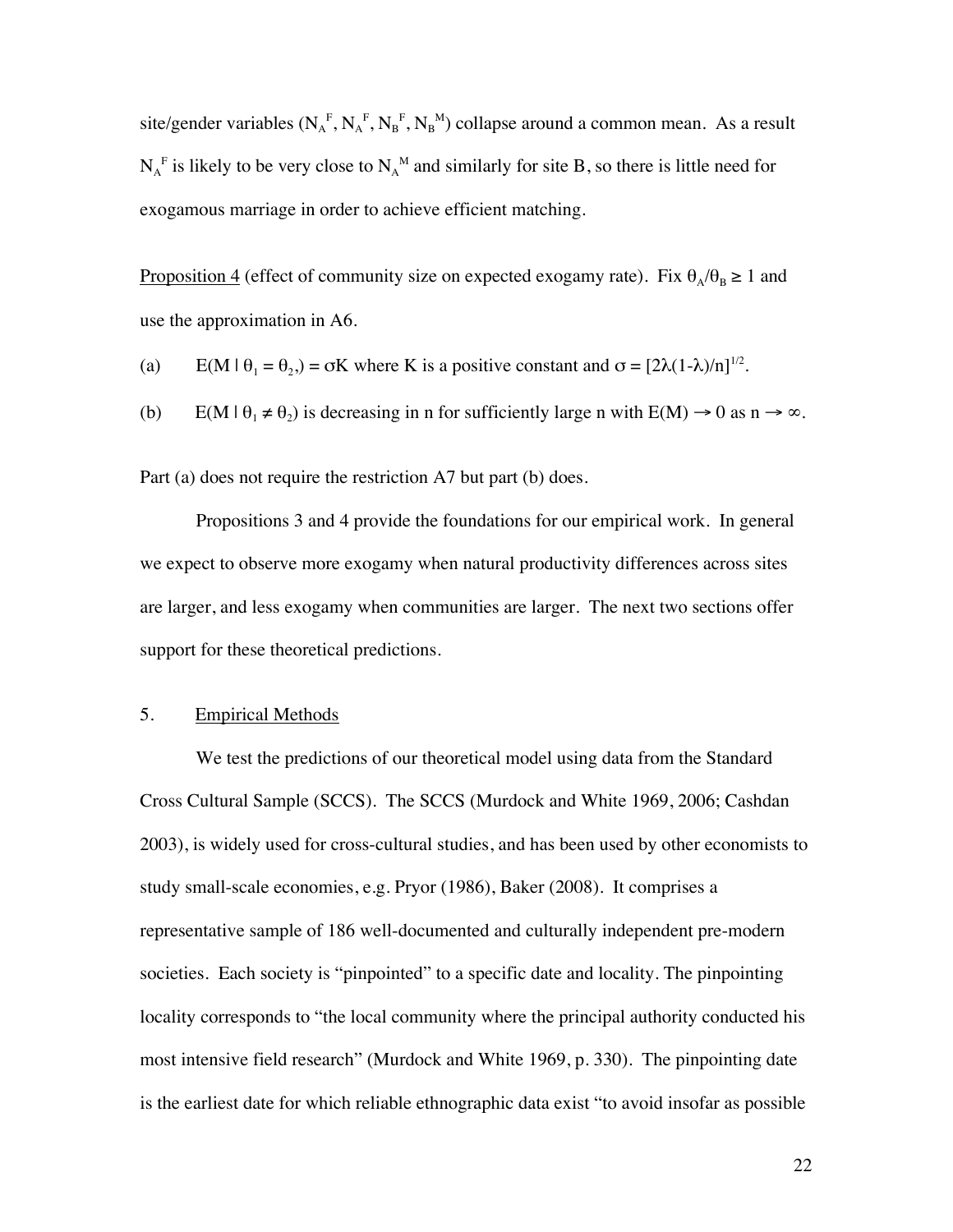site/gender variables ($N_A^F$, $N_A^F$, $N_B^F$, $N_B^M$) collapse around a common mean. As a result $N_A^F$ is likely to be very close to $N_A^M$ and similarly for site B, so there is little need for exogamous marriage in order to achieve efficient matching.

Proposition 4 (effect of community size on expected exogamy rate). Fix $\theta_A/\theta_B \geq 1$ and use the approximation in A6.

(a) $E(M \mid \theta_1 = \theta_2,) = \sigma K$ where K is a positive constant and $\sigma = [2\lambda(1-\lambda)/n]^{1/2}$.

(b) $E(M \mid \theta_1 \neq \theta_2)$ is decreasing in n for sufficiently large n with $E(M) \rightarrow 0$ as $n \rightarrow \infty$.

Part (a) does not require the restriction A7 but part (b) does.

Propositions 3 and 4 provide the foundations for our empirical work. In general we expect to observe more exogamy when natural productivity differences across sites are larger, and less exogamy when communities are larger. The next two sections offer support for these theoretical predictions.

## 5. Empirical Methods

We test the predictions of our theoretical model using data from the Standard Cross Cultural Sample (SCCS). The SCCS (Murdock and White 1969, 2006; Cashdan 2003), is widely used for cross-cultural studies, and has been used by other economists to study small-scale economies, e.g. Pryor (1986), Baker (2008). It comprises a representative sample of 186 well-documented and culturally independent pre-modern societies. Each society is "pinpointed" to a specific date and locality. The pinpointing locality corresponds to "the local community where the principal authority conducted his most intensive field research" (Murdock and White 1969, p. 330). The pinpointing date is the earliest date for which reliable ethnographic data exist "to avoid insofar as possible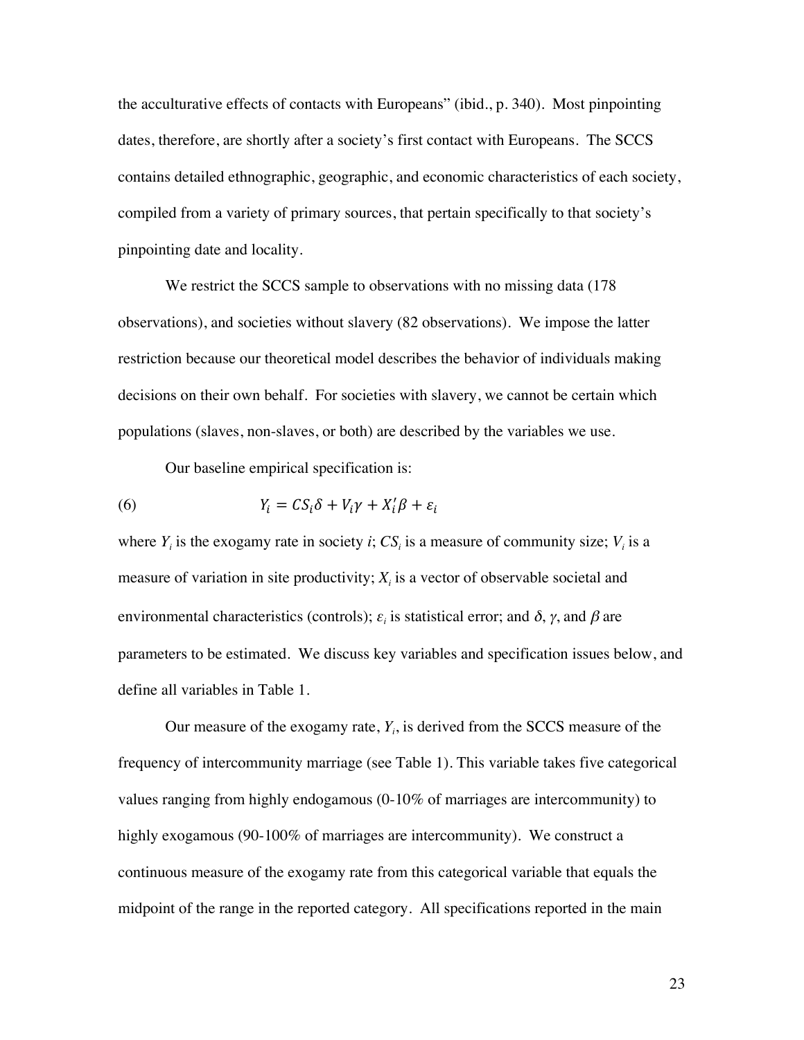the acculturative effects of contacts with Europeans" (ibid., p. 340). Most pinpointing dates, therefore, are shortly after a society's first contact with Europeans. The SCCS contains detailed ethnographic, geographic, and economic characteristics of each society, compiled from a variety of primary sources, that pertain specifically to that society's pinpointing date and locality.

We restrict the SCCS sample to observations with no missing data (178 observations), and societies without slavery (82 observations). We impose the latter restriction because our theoretical model describes the behavior of individuals making decisions on their own behalf. For societies with slavery, we cannot be certain which populations (slaves, non-slaves, or both) are described by the variables we use.

Our baseline empirical specification is:

$$Y_i = CS_i\delta + V_i\gamma + X_i'\beta + \varepsilon_i \tag{6}$$

where $Y_i$ is the exogamy rate in society $i$; $CS_i$ is a measure of community size; $V_i$ is a measure of variation in site productivity; $X_i$ is a vector of observable societal and environmental characteristics (controls); $\varepsilon_i$ is statistical error; and $\delta$, $\gamma$, and $\beta$ are parameters to be estimated. We discuss key variables and specification issues below, and define all variables in Table 1.

Our measure of the exogamy rate, $Y_i$, is derived from the SCCS measure of the frequency of intercommunity marriage (see Table 1). This variable takes five categorical values ranging from highly endogamous (0-10% of marriages are intercommunity) to highly exogamous (90-100% of marriages are intercommunity). We construct a continuous measure of the exogamy rate from this categorical variable that equals the midpoint of the range in the reported category. All specifications reported in the main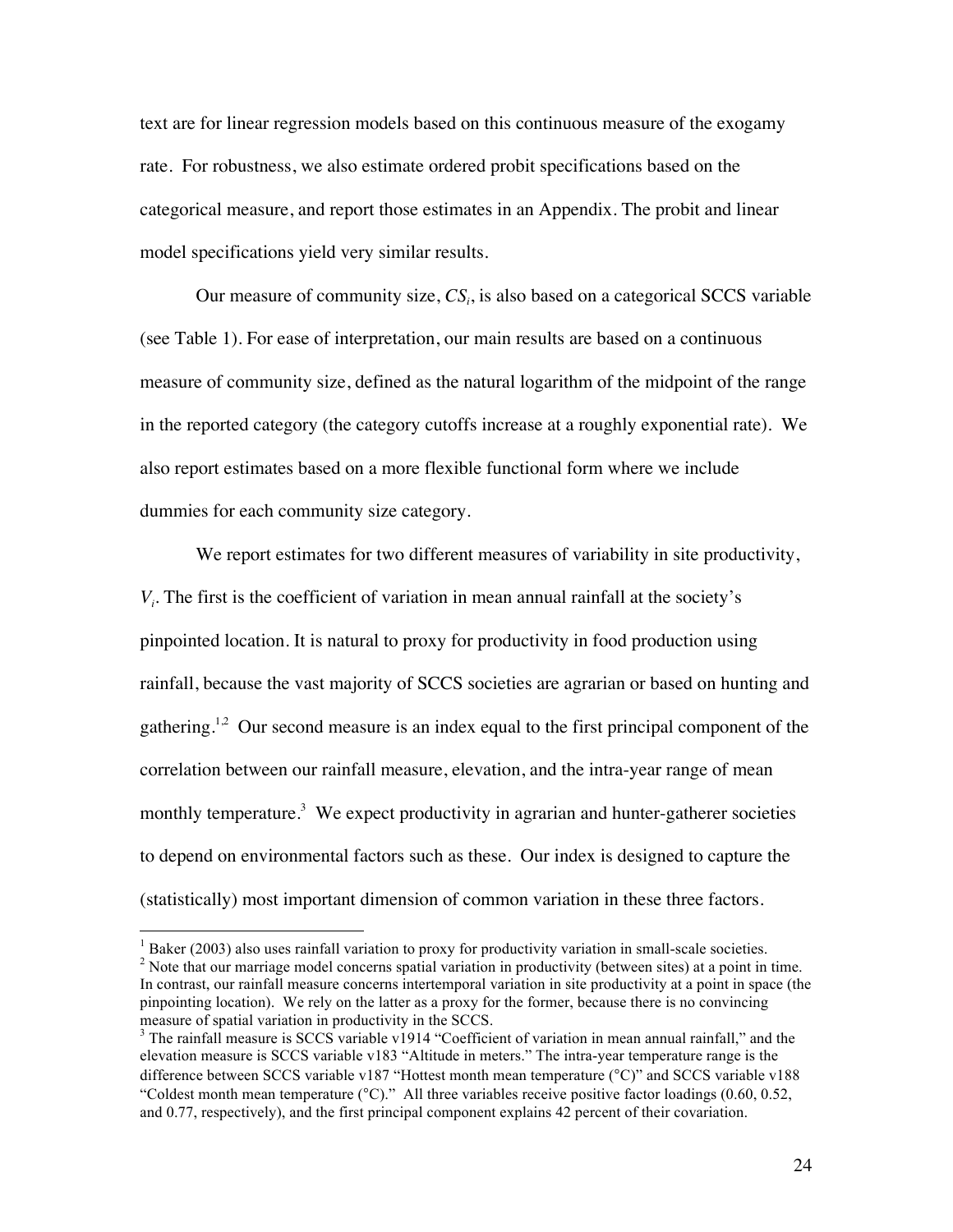text are for linear regression models based on this continuous measure of the exogamy rate. For robustness, we also estimate ordered probit specifications based on the categorical measure, and report those estimates in an Appendix. The probit and linear model specifications yield very similar results.

Our measure of community size, $CS_i$, is also based on a categorical SCCS variable (see Table 1). For ease of interpretation, our main results are based on a continuous measure of community size, defined as the natural logarithm of the midpoint of the range in the reported category (the category cutoffs increase at a roughly exponential rate). We also report estimates based on a more flexible functional form where we include dummies for each community size category.

We report estimates for two different measures of variability in site productivity, $V_i$. The first is the coefficient of variation in mean annual rainfall at the society's pinpointed location. It is natural to proxy for productivity in food production using rainfall, because the vast majority of SCCS societies are agrarian or based on hunting and gathering.[1,2] Our second measure is an index equal to the first principal component of the correlation between our rainfall measure, elevation, and the intra-year range of mean monthly temperature.[3] We expect productivity in agrarian and hunter-gatherer societies to depend on environmental factors such as these. Our index is designed to capture the (statistically) most important dimension of common variation in these three factors.

[1] Baker (2003) also uses rainfall variation to proxy for productivity variation in small-scale societies.

[2] Note that our marriage model concerns spatial variation in productivity (between sites) at a point in time. In contrast, our rainfall measure concerns intertemporal variation in site productivity at a point in space (the pinpointing location). We rely on the latter as a proxy for the former, because there is no convincing measure of spatial variation in productivity in the SCCS.

[3] The rainfall measure is SCCS variable v1914 "Coefficient of variation in mean annual rainfall," and the elevation measure is SCCS variable v183 "Altitude in meters." The intra-year temperature range is the difference between SCCS variable v187 "Hottest month mean temperature (°C)" and SCCS variable v188 "Coldest month mean temperature (°C)." All three variables receive positive factor loadings (0.60, 0.52, and 0.77, respectively), and the first principal component explains 42 percent of their covariation.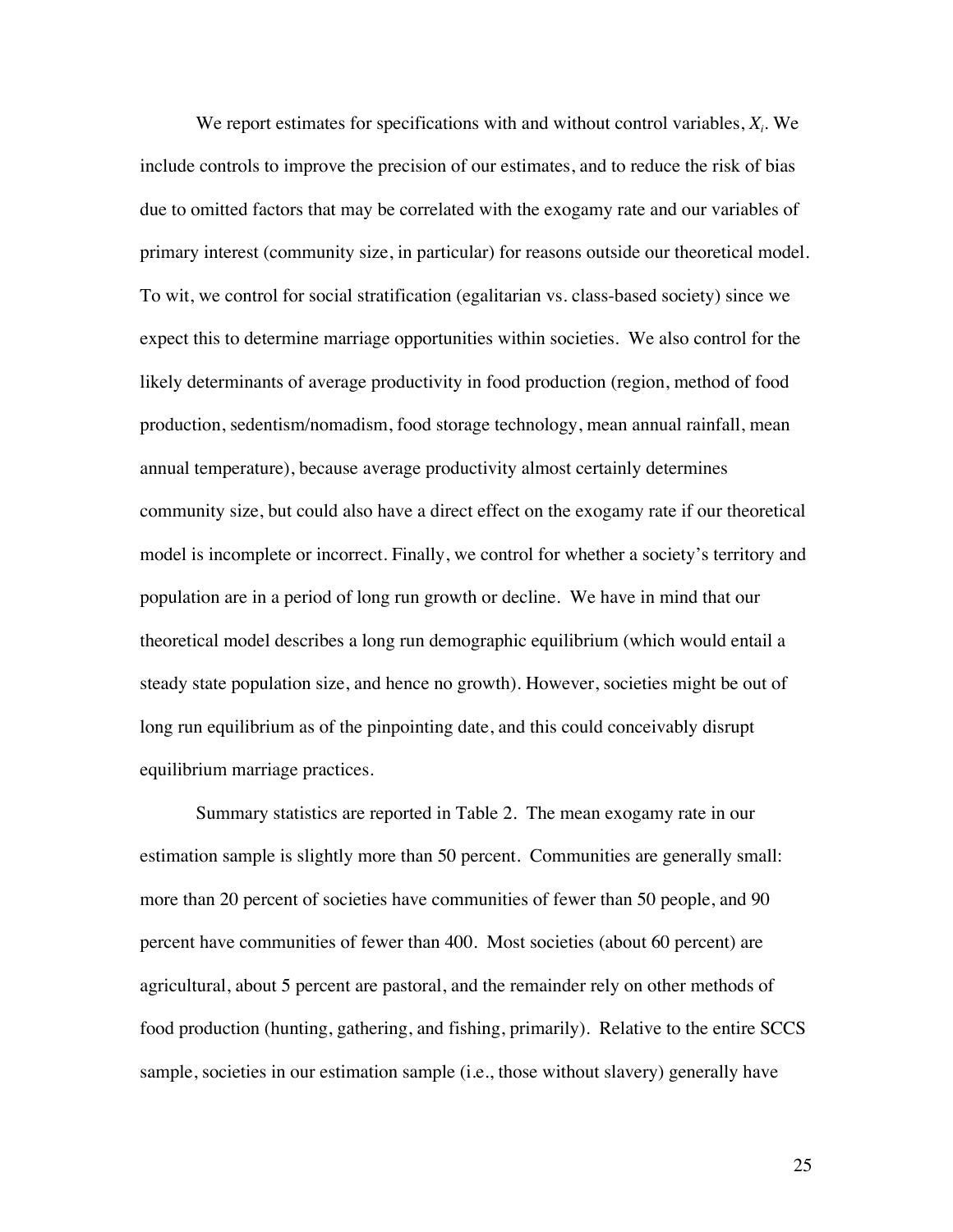We report estimates for specifications with and without control variables, $X_i$. We include controls to improve the precision of our estimates, and to reduce the risk of bias due to omitted factors that may be correlated with the exogamy rate and our variables of primary interest (community size, in particular) for reasons outside our theoretical model. To wit, we control for social stratification (egalitarian vs. class-based society) since we expect this to determine marriage opportunities within societies. We also control for the likely determinants of average productivity in food production (region, method of food production, sedentism/nomadism, food storage technology, mean annual rainfall, mean annual temperature), because average productivity almost certainly determines community size, but could also have a direct effect on the exogamy rate if our theoretical model is incomplete or incorrect. Finally, we control for whether a society's territory and population are in a period of long run growth or decline. We have in mind that our theoretical model describes a long run demographic equilibrium (which would entail a steady state population size, and hence no growth). However, societies might be out of long run equilibrium as of the pinpointing date, and this could conceivably disrupt equilibrium marriage practices.

Summary statistics are reported in Table 2. The mean exogamy rate in our estimation sample is slightly more than 50 percent. Communities are generally small: more than 20 percent of societies have communities of fewer than 50 people, and 90 percent have communities of fewer than 400. Most societies (about 60 percent) are agricultural, about 5 percent are pastoral, and the remainder rely on other methods of food production (hunting, gathering, and fishing, primarily). Relative to the entire SCCS sample, societies in our estimation sample (i.e., those without slavery) generally have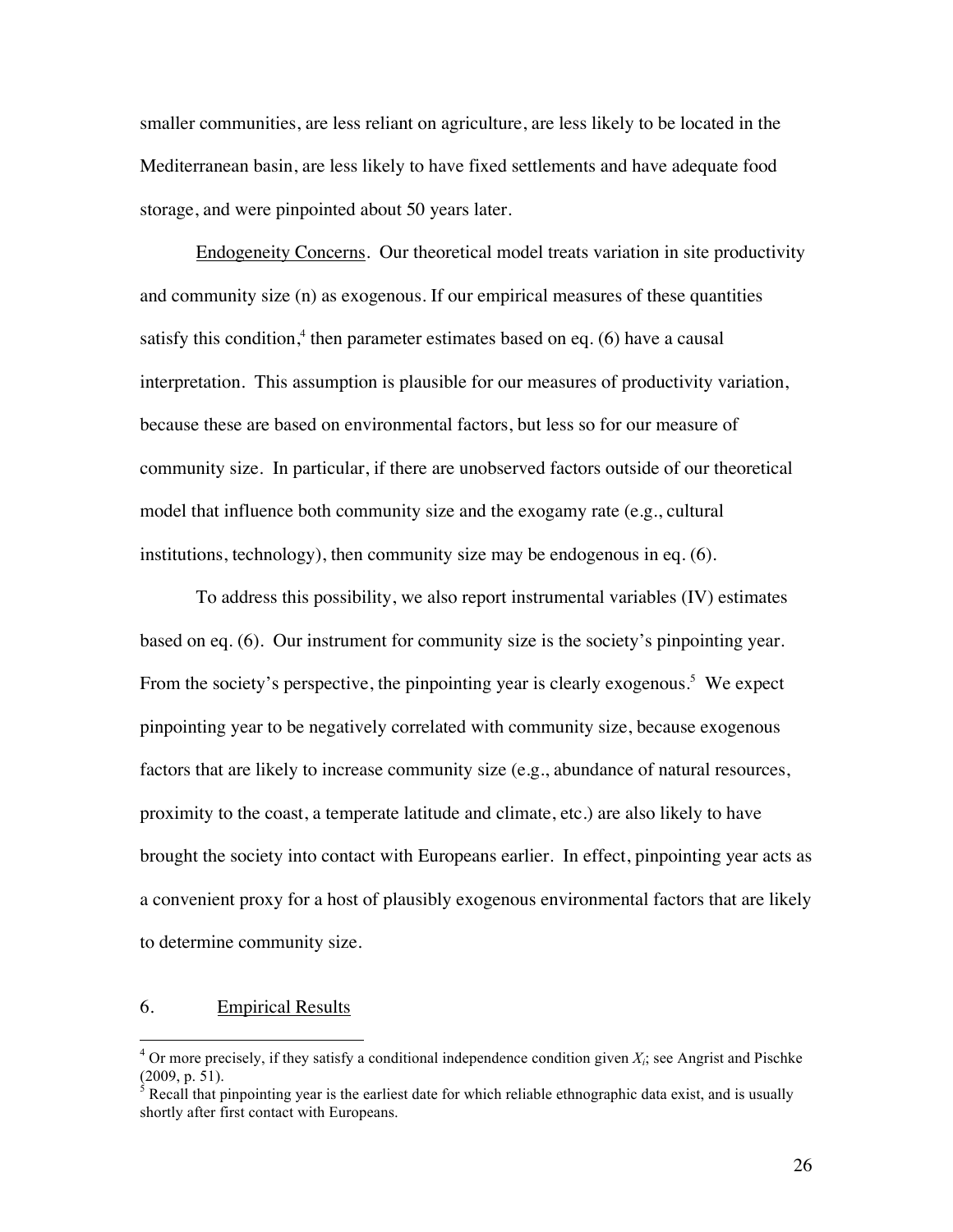smaller communities, are less reliant on agriculture, are less likely to be located in the Mediterranean basin, are less likely to have fixed settlements and have adequate food storage, and were pinpointed about 50 years later.

Endogeneity Concerns. Our theoretical model treats variation in site productivity and community size (n) as exogenous. If our empirical measures of these quantities satisfy this condition,[4] then parameter estimates based on eq. (6) have a causal interpretation. This assumption is plausible for our measures of productivity variation, because these are based on environmental factors, but less so for our measure of community size. In particular, if there are unobserved factors outside of our theoretical model that influence both community size and the exogamy rate (e.g., cultural institutions, technology), then community size may be endogenous in eq. (6).

To address this possibility, we also report instrumental variables (IV) estimates based on eq. (6). Our instrument for community size is the society's pinpointing year. From the society's perspective, the pinpointing year is clearly exogenous.[5] We expect pinpointing year to be negatively correlated with community size, because exogenous factors that are likely to increase community size (e.g., abundance of natural resources, proximity to the coast, a temperate latitude and climate, etc.) are also likely to have brought the society into contact with Europeans earlier. In effect, pinpointing year acts as a convenient proxy for a host of plausibly exogenous environmental factors that are likely to determine community size.

## 6. Empirical Results

[4] Or more precisely, if they satisfy a conditional independence condition given $X_i$; see Angrist and Pischke (2009, p. 51).

[5] Recall that pinpointing year is the earliest date for which reliable ethnographic data exist, and is usually shortly after first contact with Europeans.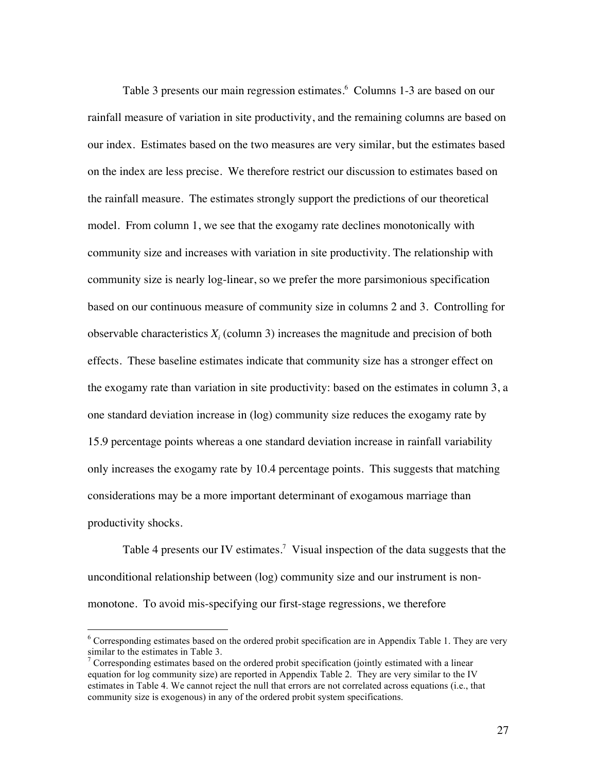Table 3 presents our main regression estimates.[6] Columns 1-3 are based on our rainfall measure of variation in site productivity, and the remaining columns are based on our index. Estimates based on the two measures are very similar, but the estimates based on the index are less precise. We therefore restrict our discussion to estimates based on the rainfall measure. The estimates strongly support the predictions of our theoretical model. From column 1, we see that the exogamy rate declines monotonically with community size and increases with variation in site productivity. The relationship with community size is nearly log-linear, so we prefer the more parsimonious specification based on our continuous measure of community size in columns 2 and 3. Controlling for observable characteristics $X_i$ (column 3) increases the magnitude and precision of both effects. These baseline estimates indicate that community size has a stronger effect on the exogamy rate than variation in site productivity: based on the estimates in column 3, a one standard deviation increase in (log) community size reduces the exogamy rate by 15.9 percentage points whereas a one standard deviation increase in rainfall variability only increases the exogamy rate by 10.4 percentage points. This suggests that matching considerations may be a more important determinant of exogamous marriage than productivity shocks.

Table 4 presents our IV estimates.[7] Visual inspection of the data suggests that the unconditional relationship between (log) community size and our instrument is non-monotone. To avoid mis-specifying our first-stage regressions, we therefore

---

[6] Corresponding estimates based on the ordered probit specification are in Appendix Table 1. They are very similar to the estimates in Table 3.

[7] Corresponding estimates based on the ordered probit specification (jointly estimated with a linear equation for log community size) are reported in Appendix Table 2. They are very similar to the IV estimates in Table 4. We cannot reject the null that errors are not correlated across equations (i.e., that community size is exogenous) in any of the ordered probit system specifications.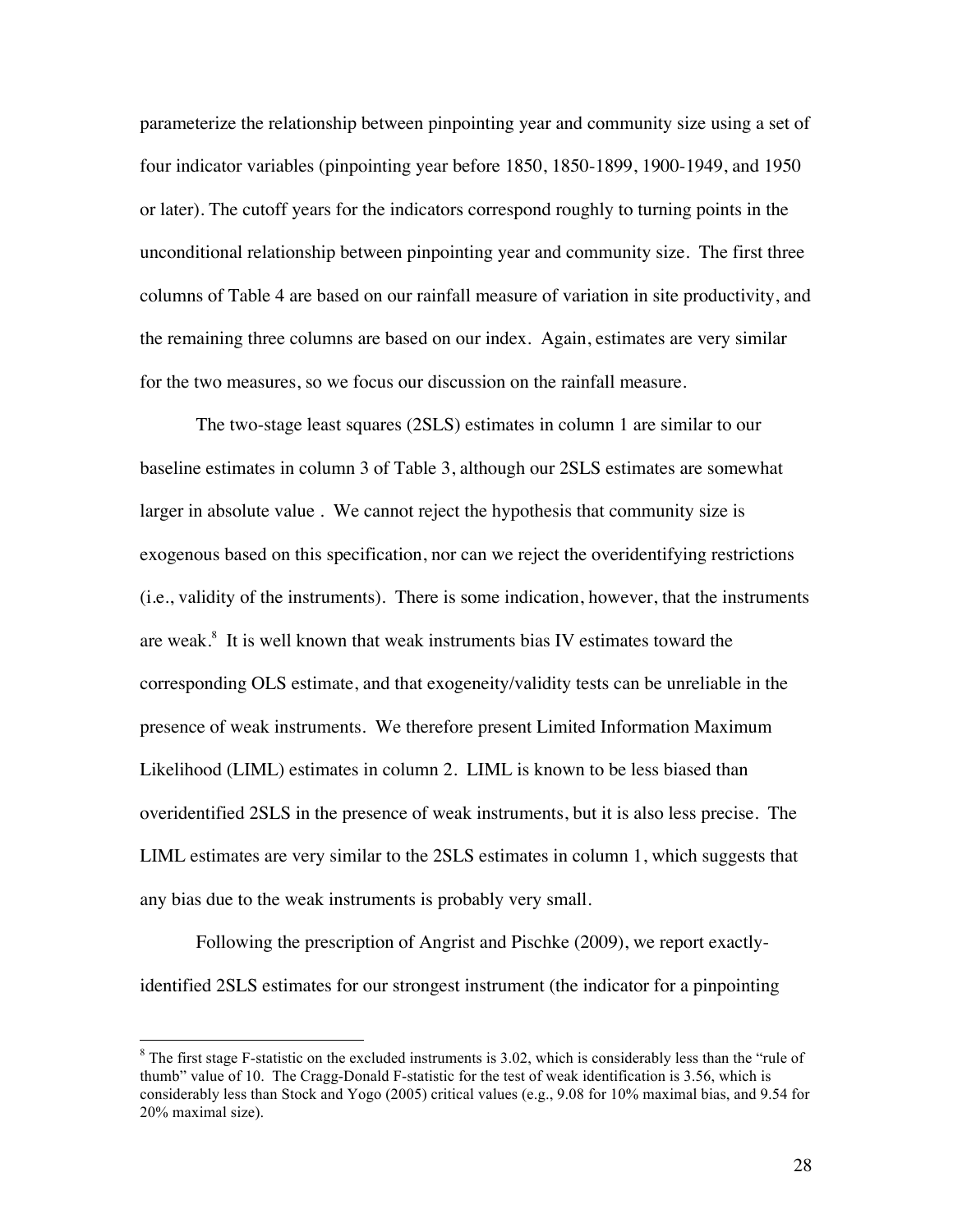parameterize the relationship between pinpointing year and community size using a set of four indicator variables (pinpointing year before 1850, 1850-1899, 1900-1949, and 1950 or later). The cutoff years for the indicators correspond roughly to turning points in the unconditional relationship between pinpointing year and community size. The first three columns of Table 4 are based on our rainfall measure of variation in site productivity, and the remaining three columns are based on our index. Again, estimates are very similar for the two measures, so we focus our discussion on the rainfall measure.

The two-stage least squares (2SLS) estimates in column 1 are similar to our baseline estimates in column 3 of Table 3, although our 2SLS estimates are somewhat larger in absolute value . We cannot reject the hypothesis that community size is exogenous based on this specification, nor can we reject the overidentifying restrictions (i.e., validity of the instruments). There is some indication, however, that the instruments are weak.[8] It is well known that weak instruments bias IV estimates toward the corresponding OLS estimate, and that exogeneity/validity tests can be unreliable in the presence of weak instruments. We therefore present Limited Information Maximum Likelihood (LIML) estimates in column 2. LIML is known to be less biased than overidentified 2SLS in the presence of weak instruments, but it is also less precise. The LIML estimates are very similar to the 2SLS estimates in column 1, which suggests that any bias due to the weak instruments is probably very small.

Following the prescription of Angrist and Pischke (2009), we report exactly-identified 2SLS estimates for our strongest instrument (the indicator for a pinpointing

---

[8] The first stage F-statistic on the excluded instruments is 3.02, which is considerably less than the "rule of thumb" value of 10. The Cragg-Donald F-statistic for the test of weak identification is 3.56, which is considerably less than Stock and Yogo (2005) critical values (e.g., 9.08 for 10% maximal bias, and 9.54 for 20% maximal size).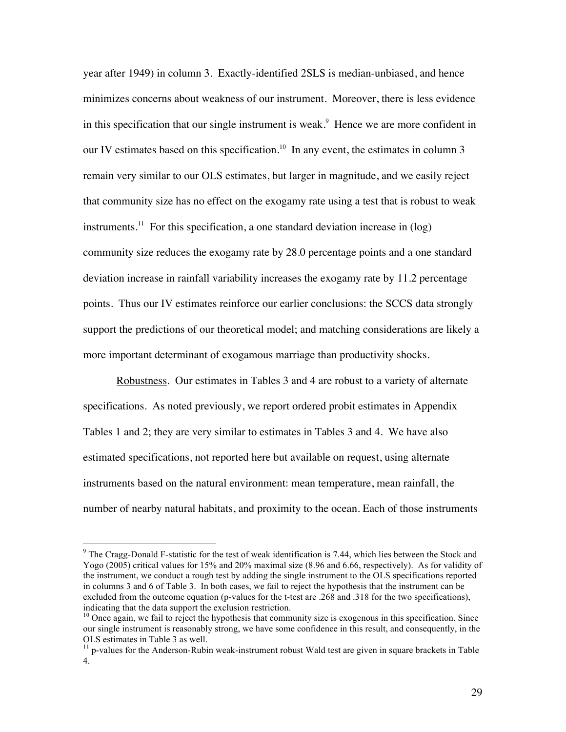year after 1949) in column 3. Exactly-identified 2SLS is median-unbiased, and hence minimizes concerns about weakness of our instrument. Moreover, there is less evidence in this specification that our single instrument is weak.[9] Hence we are more confident in our IV estimates based on this specification.[10] In any event, the estimates in column 3 remain very similar to our OLS estimates, but larger in magnitude, and we easily reject that community size has no effect on the exogamy rate using a test that is robust to weak instruments.[11] For this specification, a one standard deviation increase in (log) community size reduces the exogamy rate by 28.0 percentage points and a one standard deviation increase in rainfall variability increases the exogamy rate by 11.2 percentage points. Thus our IV estimates reinforce our earlier conclusions: the SCCS data strongly support the predictions of our theoretical model; and matching considerations are likely a more important determinant of exogamous marriage than productivity shocks.

Robustness. Our estimates in Tables 3 and 4 are robust to a variety of alternate specifications. As noted previously, we report ordered probit estimates in Appendix Tables 1 and 2; they are very similar to estimates in Tables 3 and 4. We have also estimated specifications, not reported here but available on request, using alternate instruments based on the natural environment: mean temperature, mean rainfall, the number of nearby natural habitats, and proximity to the ocean. Each of those instruments

[9] The Cragg-Donald F-statistic for the test of weak identification is 7.44, which lies between the Stock and Yogo (2005) critical values for 15% and 20% maximal size (8.96 and 6.66, respectively). As for validity of the instrument, we conduct a rough test by adding the single instrument to the OLS specifications reported in columns 3 and 6 of Table 3. In both cases, we fail to reject the hypothesis that the instrument can be excluded from the outcome equation (p-values for the t-test are .268 and .318 for the two specifications), indicating that the data support the exclusion restriction.

[10] Once again, we fail to reject the hypothesis that community size is exogenous in this specification. Since our single instrument is reasonably strong, we have some confidence in this result, and consequently, in the OLS estimates in Table 3 as well.

[11] p-values for the Anderson-Rubin weak-instrument robust Wald test are given in square brackets in Table 4.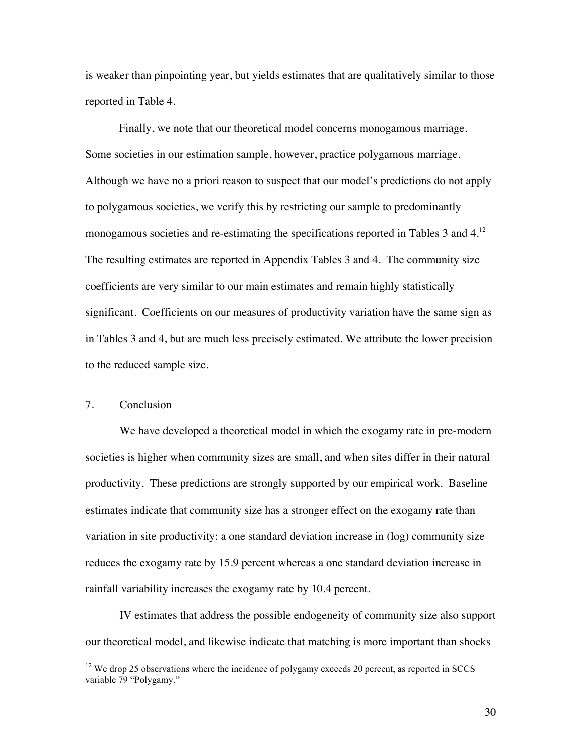is weaker than pinpointing year, but yields estimates that are qualitatively similar to those reported in Table 4.

Finally, we note that our theoretical model concerns monogamous marriage. Some societies in our estimation sample, however, practice polygamous marriage. Although we have no a priori reason to suspect that our model's predictions do not apply to polygamous societies, we verify this by restricting our sample to predominantly monogamous societies and re-estimating the specifications reported in Tables 3 and 4.[12] The resulting estimates are reported in Appendix Tables 3 and 4. The community size coefficients are very similar to our main estimates and remain highly statistically significant. Coefficients on our measures of productivity variation have the same sign as in Tables 3 and 4, but are much less precisely estimated. We attribute the lower precision to the reduced sample size.

## 7. Conclusion

We have developed a theoretical model in which the exogamy rate in pre-modern societies is higher when community sizes are small, and when sites differ in their natural productivity. These predictions are strongly supported by our empirical work. Baseline estimates indicate that community size has a stronger effect on the exogamy rate than variation in site productivity: a one standard deviation increase in (log) community size reduces the exogamy rate by 15.9 percent whereas a one standard deviation increase in rainfall variability increases the exogamy rate by 10.4 percent.

IV estimates that address the possible endogeneity of community size also support our theoretical model, and likewise indicate that matching is more important than shocks

[12] We drop 25 observations where the incidence of polygamy exceeds 20 percent, as reported in SCCS variable 79 "Polygamy."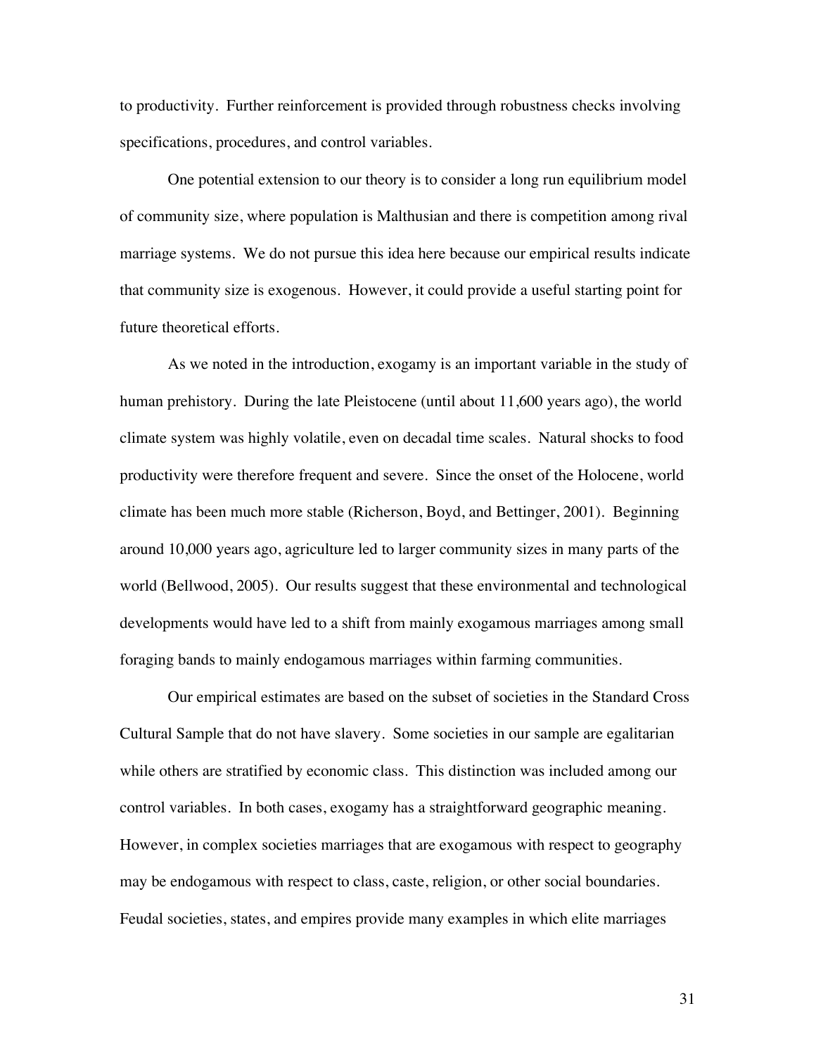to productivity. Further reinforcement is provided through robustness checks involving specifications, procedures, and control variables.

One potential extension to our theory is to consider a long run equilibrium model of community size, where population is Malthusian and there is competition among rival marriage systems. We do not pursue this idea here because our empirical results indicate that community size is exogenous. However, it could provide a useful starting point for future theoretical efforts.

As we noted in the introduction, exogamy is an important variable in the study of human prehistory. During the late Pleistocene (until about 11,600 years ago), the world climate system was highly volatile, even on decadal time scales. Natural shocks to food productivity were therefore frequent and severe. Since the onset of the Holocene, world climate has been much more stable (Richerson, Boyd, and Bettinger, 2001). Beginning around 10,000 years ago, agriculture led to larger community sizes in many parts of the world (Bellwood, 2005). Our results suggest that these environmental and technological developments would have led to a shift from mainly exogamous marriages among small foraging bands to mainly endogamous marriages within farming communities.

Our empirical estimates are based on the subset of societies in the Standard Cross Cultural Sample that do not have slavery. Some societies in our sample are egalitarian while others are stratified by economic class. This distinction was included among our control variables. In both cases, exogamy has a straightforward geographic meaning. However, in complex societies marriages that are exogamous with respect to geography may be endogamous with respect to class, caste, religion, or other social boundaries. Feudal societies, states, and empires provide many examples in which elite marriages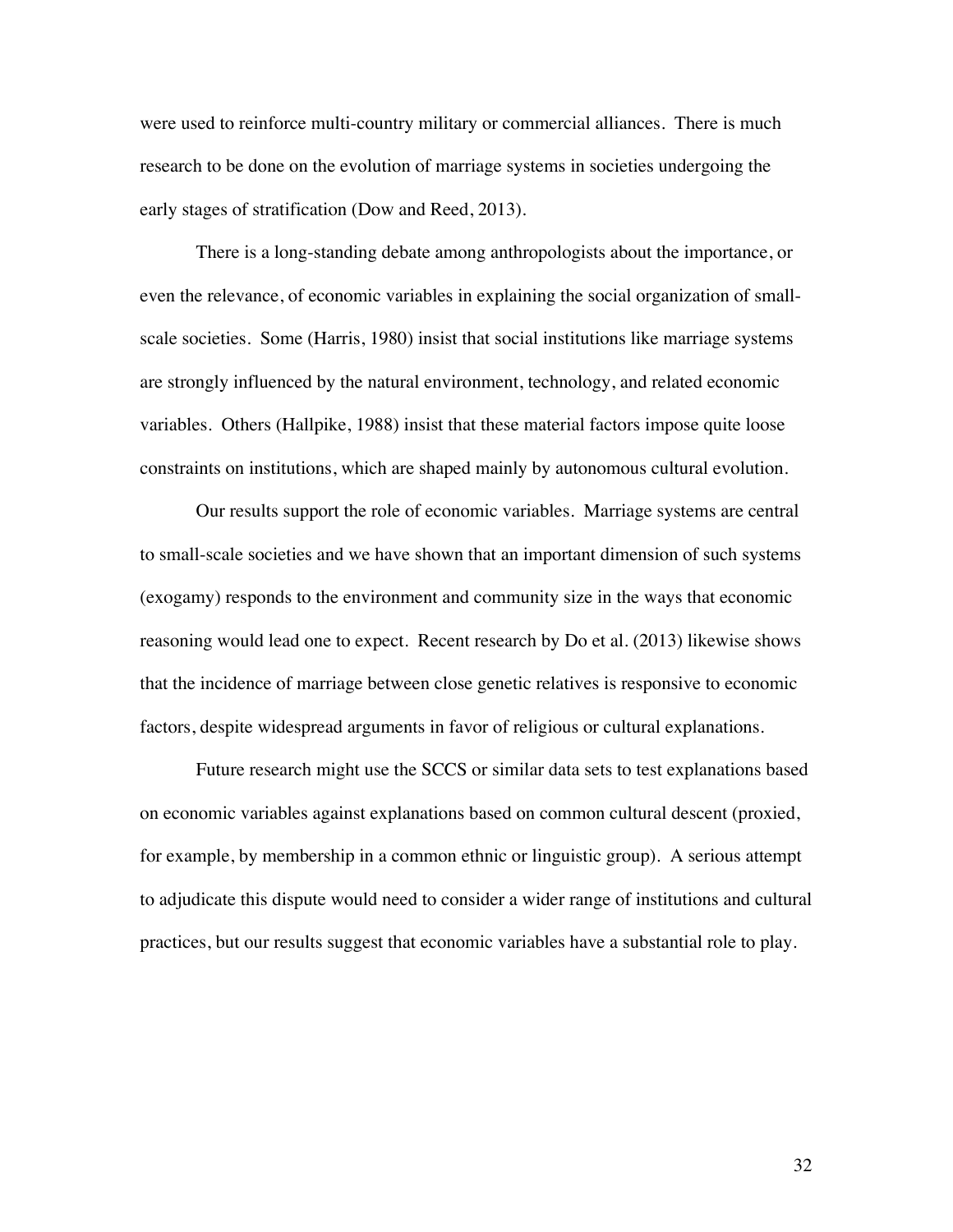were used to reinforce multi-country military or commercial alliances. There is much research to be done on the evolution of marriage systems in societies undergoing the early stages of stratification (Dow and Reed, 2013).

There is a long-standing debate among anthropologists about the importance, or even the relevance, of economic variables in explaining the social organization of small-scale societies. Some (Harris, 1980) insist that social institutions like marriage systems are strongly influenced by the natural environment, technology, and related economic variables. Others (Hallpike, 1988) insist that these material factors impose quite loose constraints on institutions, which are shaped mainly by autonomous cultural evolution.

Our results support the role of economic variables. Marriage systems are central to small-scale societies and we have shown that an important dimension of such systems (exogamy) responds to the environment and community size in the ways that economic reasoning would lead one to expect. Recent research by Do et al. (2013) likewise shows that the incidence of marriage between close genetic relatives is responsive to economic factors, despite widespread arguments in favor of religious or cultural explanations.

Future research might use the SCCS or similar data sets to test explanations based on economic variables against explanations based on common cultural descent (proxied, for example, by membership in a common ethnic or linguistic group). A serious attempt to adjudicate this dispute would need to consider a wider range of institutions and cultural practices, but our results suggest that economic variables have a substantial role to play.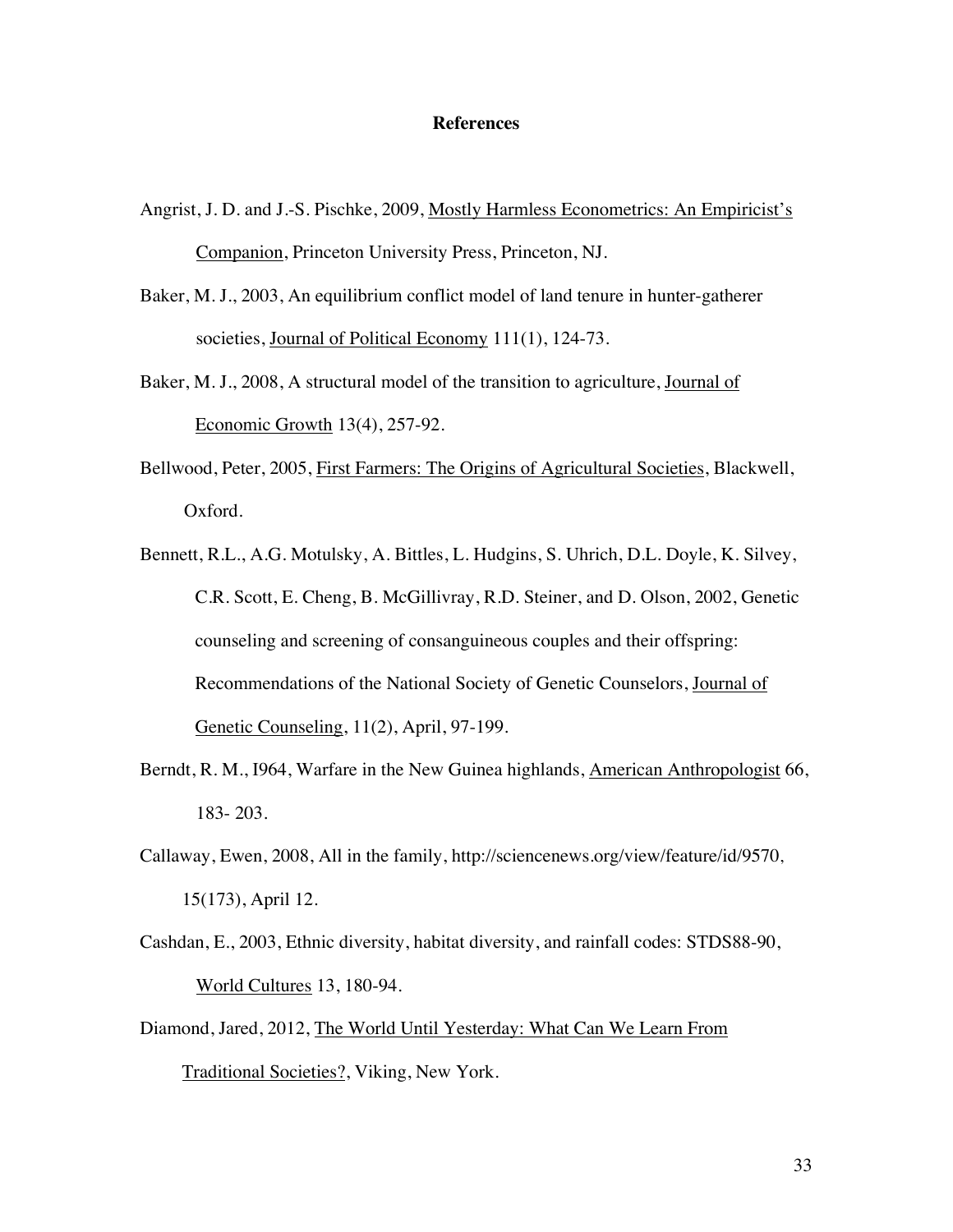# References

Angrist, J. D. and J.-S. Pischke, 2009, Mostly Harmless Econometrics: An Empiricist's Companion, Princeton University Press, Princeton, NJ.

Baker, M. J., 2003, An equilibrium conflict model of land tenure in hunter-gatherer societies, Journal of Political Economy 111(1), 124-73.

Baker, M. J., 2008, A structural model of the transition to agriculture, Journal of Economic Growth 13(4), 257-92.

Bellwood, Peter, 2005, First Farmers: The Origins of Agricultural Societies, Blackwell, Oxford.

Bennett, R.L., A.G. Motulsky, A. Bittles, L. Hudgins, S. Uhrich, D.L. Doyle, K. Silvey, C.R. Scott, E. Cheng, B. McGillivray, R.D. Steiner, and D. Olson, 2002, Genetic counseling and screening of consanguineous couples and their offspring: Recommendations of the National Society of Genetic Counselors, Journal of Genetic Counseling, 11(2), April, 97-199.

Berndt, R. M., I964, Warfare in the New Guinea highlands, American Anthropologist 66, 183- 203.

Callaway, Ewen, 2008, All in the family, http://sciencenews.org/view/feature/id/9570, 15(173), April 12.

Cashdan, E., 2003, Ethnic diversity, habitat diversity, and rainfall codes: STDS88-90, World Cultures 13, 180-94.

Diamond, Jared, 2012, The World Until Yesterday: What Can We Learn From Traditional Societies?, Viking, New York.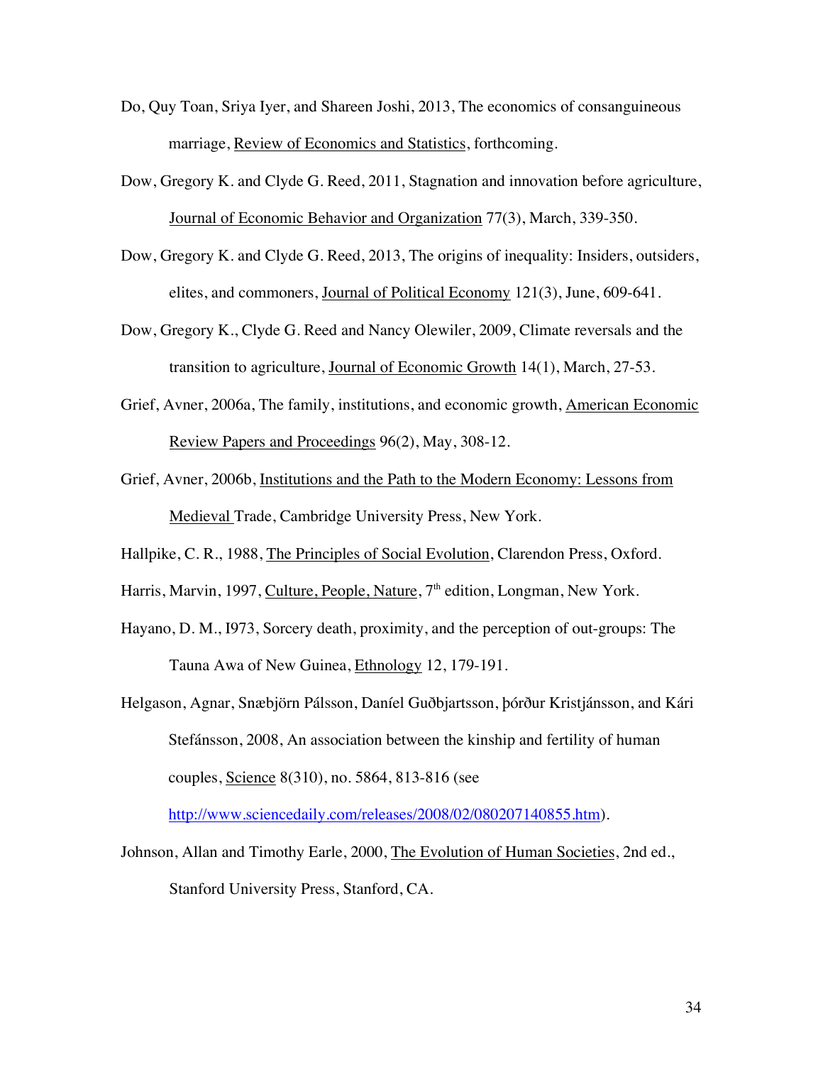Do, Quy Toan, Sriya Iyer, and Shareen Joshi, 2013, The economics of consanguineous marriage, Review of Economics and Statistics, forthcoming.

Dow, Gregory K. and Clyde G. Reed, 2011, Stagnation and innovation before agriculture, Journal of Economic Behavior and Organization 77(3), March, 339-350.

Dow, Gregory K. and Clyde G. Reed, 2013, The origins of inequality: Insiders, outsiders, elites, and commoners, Journal of Political Economy 121(3), June, 609-641.

Dow, Gregory K., Clyde G. Reed and Nancy Olewiler, 2009, Climate reversals and the transition to agriculture, Journal of Economic Growth 14(1), March, 27-53.

Grief, Avner, 2006a, The family, institutions, and economic growth, American Economic Review Papers and Proceedings 96(2), May, 308-12.

Grief, Avner, 2006b, Institutions and the Path to the Modern Economy: Lessons from Medieval Trade, Cambridge University Press, New York.

Hallpike, C. R., 1988, The Principles of Social Evolution, Clarendon Press, Oxford.

Harris, Marvin, 1997, Culture, People, Nature, 7th edition, Longman, New York.

Hayano, D. M., I973, Sorcery death, proximity, and the perception of out-groups: The Tauna Awa of New Guinea, Ethnology 12, 179-191.

Helgason, Agnar, Snæbjörn Pálsson, Daníel Guðbjartsson, þórður Kristjánsson, and Kári Stefánsson, 2008, An association between the kinship and fertility of human couples, Science 8(310), no. 5864, 813-816 (see http://www.sciencedaily.com/releases/2008/02/080207140855.htm).

Johnson, Allan and Timothy Earle, 2000, The Evolution of Human Societies, 2nd ed., Stanford University Press, Stanford, CA.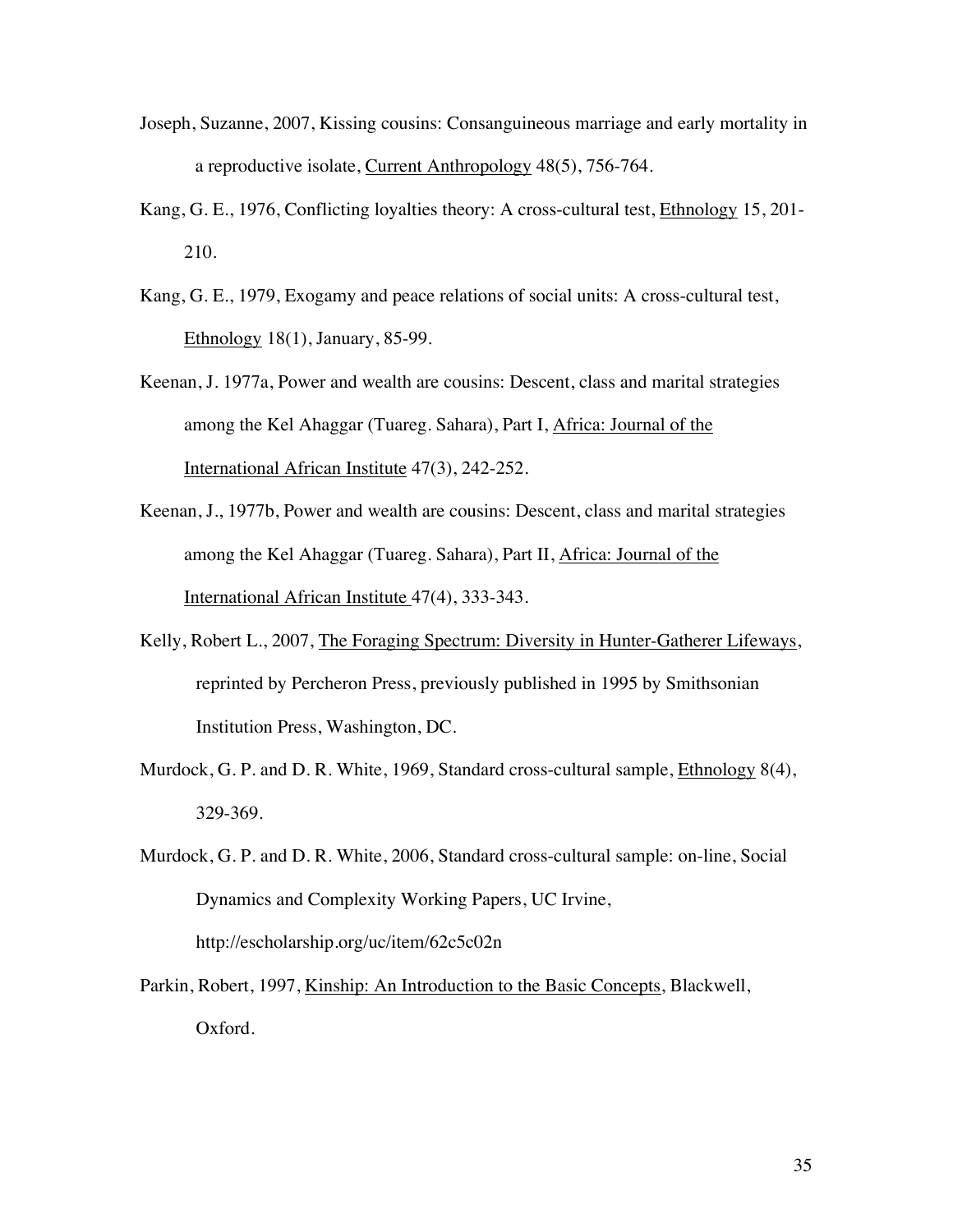Joseph, Suzanne, 2007, Kissing cousins: Consanguineous marriage and early mortality in a reproductive isolate, Current Anthropology 48(5), 756-764.

Kang, G. E., 1976, Conflicting loyalties theory: A cross-cultural test, Ethnology 15, 201-210.

Kang, G. E., 1979, Exogamy and peace relations of social units: A cross-cultural test, Ethnology 18(1), January, 85-99.

Keenan, J. 1977a, Power and wealth are cousins: Descent, class and marital strategies among the Kel Ahaggar (Tuareg. Sahara), Part I, Africa: Journal of the International African Institute 47(3), 242-252.

Keenan, J., 1977b, Power and wealth are cousins: Descent, class and marital strategies among the Kel Ahaggar (Tuareg. Sahara), Part II, Africa: Journal of the International African Institute 47(4), 333-343.

Kelly, Robert L., 2007, The Foraging Spectrum: Diversity in Hunter-Gatherer Lifeways, reprinted by Percheron Press, previously published in 1995 by Smithsonian Institution Press, Washington, DC.

Murdock, G. P. and D. R. White, 1969, Standard cross-cultural sample, Ethnology 8(4), 329-369.

Murdock, G. P. and D. R. White, 2006, Standard cross-cultural sample: on-line, Social Dynamics and Complexity Working Papers, UC Irvine, http://escholarship.org/uc/item/62c5c02n

Parkin, Robert, 1997, Kinship: An Introduction to the Basic Concepts, Blackwell, Oxford.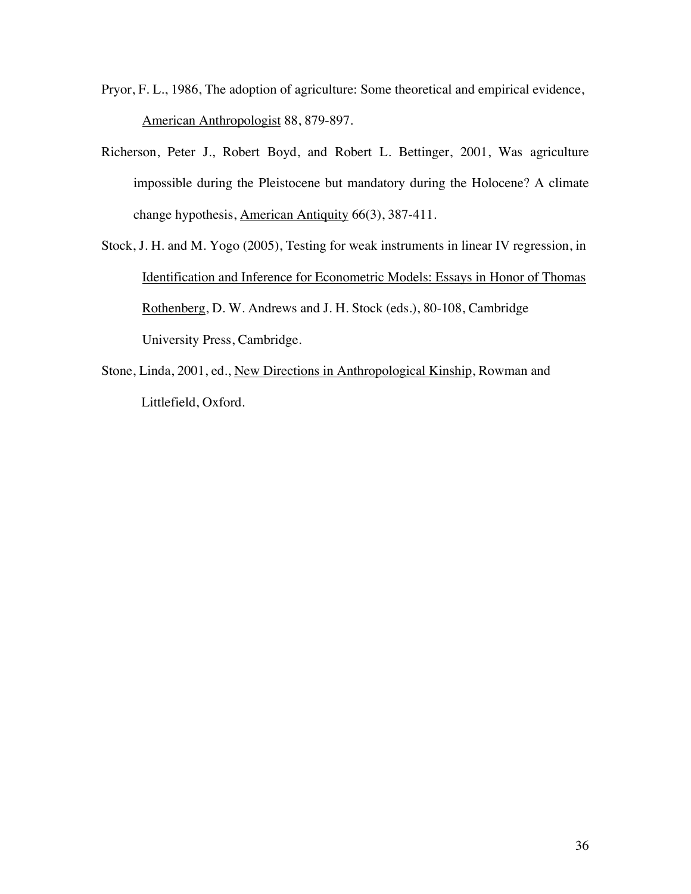Pryor, F. L., 1986, The adoption of agriculture: Some theoretical and empirical evidence, American Anthropologist 88, 879-897.

Richerson, Peter J., Robert Boyd, and Robert L. Bettinger, 2001, Was agriculture impossible during the Pleistocene but mandatory during the Holocene? A climate change hypothesis, American Antiquity 66(3), 387-411.

Stock, J. H. and M. Yogo (2005), Testing for weak instruments in linear IV regression, in Identification and Inference for Econometric Models: Essays in Honor of Thomas Rothenberg, D. W. Andrews and J. H. Stock (eds.), 80-108, Cambridge University Press, Cambridge.

Stone, Linda, 2001, ed., New Directions in Anthropological Kinship, Rowman and Littlefield, Oxford.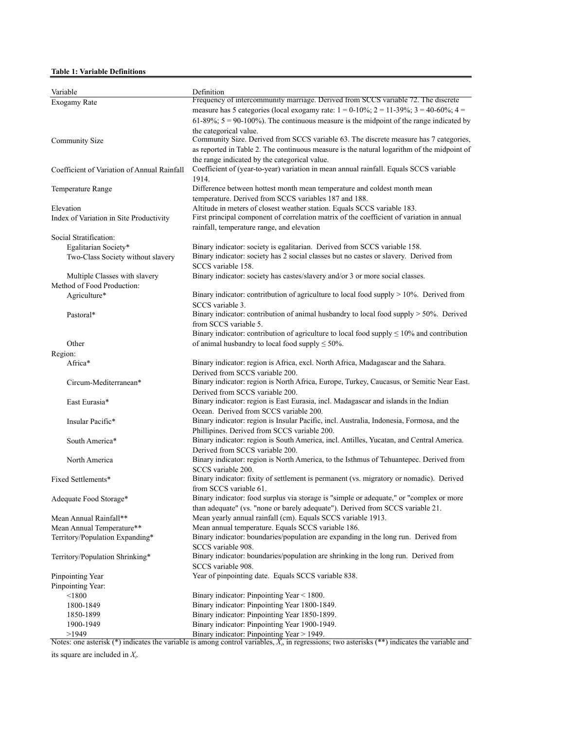**Table 1: Variable Definitions**

| Variable | Definition |
|---|---|
| Exogamy Rate | Frequency of intercommunity marriage. Derived from SCCS variable 72. The discrete measure has 5 categories (local exogamy rate: 1 = 0-10%; 2 = 11-39%; 3 = 40-60%; 4 = 61-89%; 5 = 90-100%). The continuous measure is the midpoint of the range indicated by the categorical value. |
| Community Size | Community Size. Derived from SCCS variable 63. The discrete measure has 7 categories, as reported in Table 2. The continuous measure is the natural logarithm of the midpoint of the range indicated by the categorical value. |
| Coefficient of Variation of Annual Rainfall | Coefficient of (year-to-year) variation in mean annual rainfall. Equals SCCS variable 1914. |
| Temperature Range | Difference between hottest month mean temperature and coldest month mean temperature. Derived from SCCS variables 187 and 188. |
| Elevation | Altitude in meters of closest weather station. Equals SCCS variable 183. |
| Index of Variation in Site Productivity | First principal component of correlation matrix of the coefficient of variation in annual rainfall, temperature range, and elevation |
| Social Stratification: | |
| Egalitarian Society* | Binary indicator: society is egalitarian. Derived from SCCS variable 158. |
| Two-Class Society without slavery | Binary indicator: society has 2 social classes but no castes or slavery. Derived from SCCS variable 158. |
| Multiple Classes with slavery | Binary indicator: society has castes/slavery and/or 3 or more social classes. |
| Method of Food Production: | |
| Agriculture* | Binary indicator: contritbution of agriculture to local food supply > 10%. Derived from SCCS variable 3. |
| Pastoral* | Binary indicator: contribution of animal husbandry to local food supply > 50%. Derived from SCCS variable 5. |
| Other | Binary indicator: contribution of agriculture to local food supply ≤ 10% and contribution of animal husbandry to local food supply ≤ 50%. |
| Region: | |
| Africa* | Binary indicator: region is Africa, excl. North Africa, Madagascar and the Sahara. Derived from SCCS variable 200. |
| Circum-Mediterranean* | Binary indicator: region is North Africa, Europe, Turkey, Caucasus, or Semitic Near East. Derived from SCCS variable 200. |
| East Eurasia* | Binary indicator: region is East Eurasia, incl. Madagascar and islands in the Indian Ocean. Derived from SCCS variable 200. |
| Insular Pacific* | Binary indicator: region is Insular Pacific, incl. Australia, Indonesia, Formosa, and the Phillipines. Derived from SCCS variable 200. |
| South America* | Binary indicator: region is South America, incl. Antilles, Yucatan, and Central America. Derived from SCCS variable 200. |
| North America | Binary indicator: region is North America, to the Isthmus of Tehuantepec. Derived from SCCS variable 200. |
| Fixed Settlements* | Binary indicator: fixity of settlement is permanent (vs. migratory or nomadic). Derived from SCCS variable 61. |
| Adequate Food Storage* | Binary indicator: food surplus via storage is "simple or adequate," or "complex or more than adequate" (vs. "none or barely adequate"). Derived from SCCS variable 21. |
| Mean Annual Rainfall** | Mean yearly annual rainfall (cm). Equals SCCS variable 1913. |
| Mean Annual Temperature** | Mean annual temperature. Equals SCCS variable 186. |
| Territory/Population Expanding* | Binary indicator: boundaries/population are expanding in the long run. Derived from SCCS variable 908. |
| Territory/Population Shrinking* | Binary indicator: boundaries/population are shrinking in the long run. Derived from SCCS variable 908. |
| Pinpointing Year | Year of pinpointing date. Equals SCCS variable 838. |
| Pinpointing Year: | |
| <1800 | Binary indicator: Pinpointing Year < 1800. |
| 1800-1849 | Binary indicator: Pinpointing Year 1800-1849. |
| 1850-1899 | Binary indicator: Pinpointing Year 1850-1899. |
| 1900-1949 | Binary indicator: Pinpointing Year 1900-1949. |
| >1949 | Binary indicator: Pinpointing Year > 1949. |

Notes: one asterisk (*) indicates the variable is among control variables, $X_i$, in regressions; two asterisks (**) indicates the variable and its square are included in $X_i$.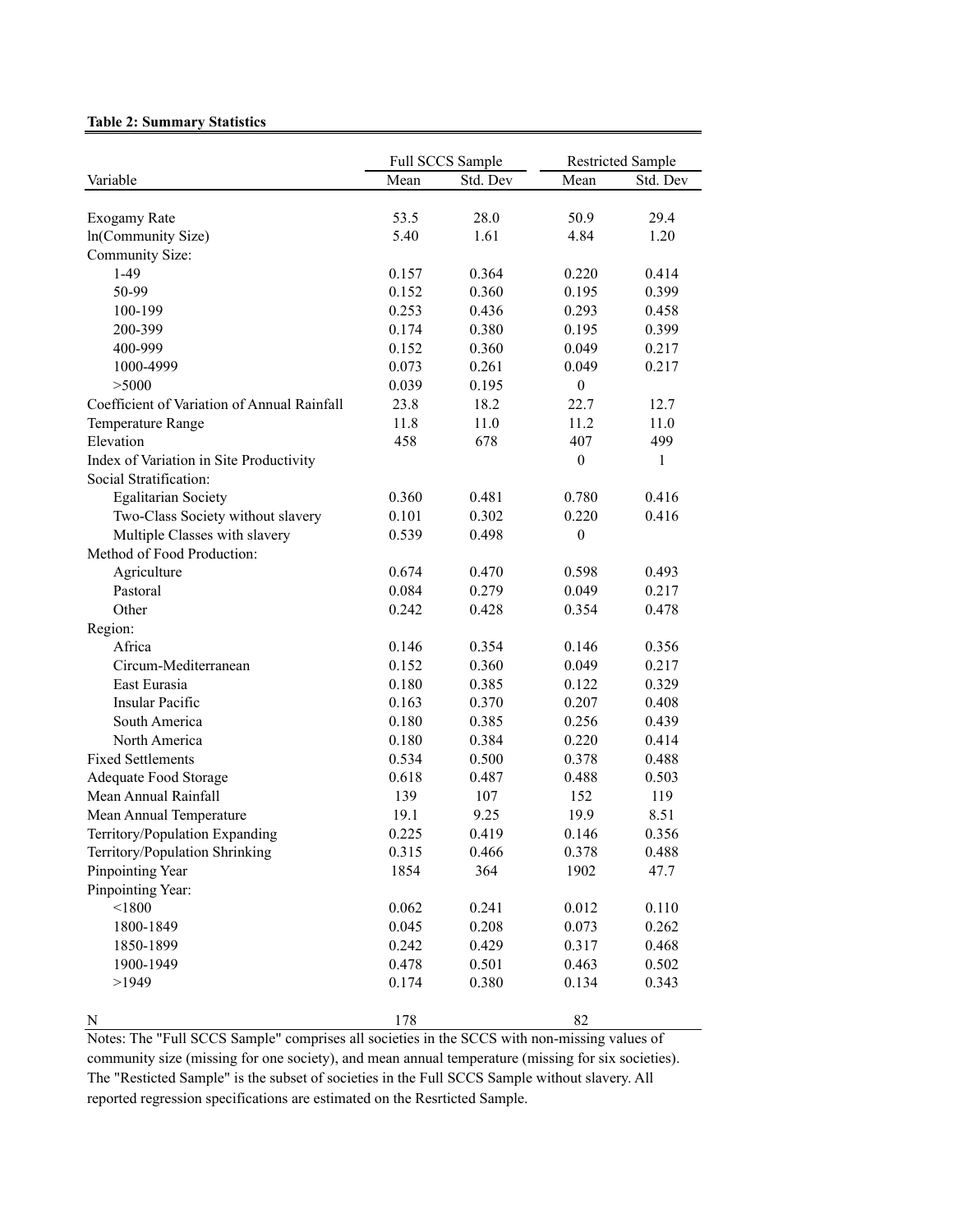**Table 2: Summary Statistics**

| Variable | Full SCCS Sample | | Restricted Sample | |
|---|---|---|---|---|
| | Mean | Std. Dev | Mean | Std. Dev |
| Exogamy Rate | 53.5 | 28.0 | 50.9 | 29.4 |
| ln(Community Size) | 5.40 | 1.61 | 4.84 | 1.20 |
| Community Size: | | | | |
| 1-49 | 0.157 | 0.364 | 0.220 | 0.414 |
| 50-99 | 0.152 | 0.360 | 0.195 | 0.399 |
| 100-199 | 0.253 | 0.436 | 0.293 | 0.458 |
| 200-399 | 0.174 | 0.380 | 0.195 | 0.399 |
| 400-999 | 0.152 | 0.360 | 0.049 | 0.217 |
| 1000-4999 | 0.073 | 0.261 | 0.049 | 0.217 |
| >5000 | 0.039 | 0.195 | 0 | |
| Coefficient of Variation of Annual Rainfall | 23.8 | 18.2 | 22.7 | 12.7 |
| Temperature Range | 11.8 | 11.0 | 11.2 | 11.0 |
| Elevation | 458 | 678 | 407 | 499 |
| Index of Variation in Site Productivity | | | 0 | 1 |
| Social Stratification: | | | | |
| Egalitarian Society | 0.360 | 0.481 | 0.780 | 0.416 |
| Two-Class Society without slavery | 0.101 | 0.302 | 0.220 | 0.416 |
| Multiple Classes with slavery | 0.539 | 0.498 | 0 | |
| Method of Food Production: | | | | |
| Agriculture | 0.674 | 0.470 | 0.598 | 0.493 |
| Pastoral | 0.084 | 0.279 | 0.049 | 0.217 |
| Other | 0.242 | 0.428 | 0.354 | 0.478 |
| Region: | | | | |
| Africa | 0.146 | 0.354 | 0.146 | 0.356 |
| Circum-Mediterranean | 0.152 | 0.360 | 0.049 | 0.217 |
| East Eurasia | 0.180 | 0.385 | 0.122 | 0.329 |
| Insular Pacific | 0.163 | 0.370 | 0.207 | 0.408 |
| South America | 0.180 | 0.385 | 0.256 | 0.439 |
| North America | 0.180 | 0.384 | 0.220 | 0.414 |
| Fixed Settlements | 0.534 | 0.500 | 0.378 | 0.488 |
| Adequate Food Storage | 0.618 | 0.487 | 0.488 | 0.503 |
| Mean Annual Rainfall | 139 | 107 | 152 | 119 |
| Mean Annual Temperature | 19.1 | 9.25 | 19.9 | 8.51 |
| Territory/Population Expanding | 0.225 | 0.419 | 0.146 | 0.356 |
| Territory/Population Shrinking | 0.315 | 0.466 | 0.378 | 0.488 |
| Pinpointing Year | 1854 | 364 | 1902 | 47.7 |
| Pinpointing Year: | | | | |
| <1800 | 0.062 | 0.241 | 0.012 | 0.110 |
| 1800-1849 | 0.045 | 0.208 | 0.073 | 0.262 |
| 1850-1899 | 0.242 | 0.429 | 0.317 | 0.468 |
| 1900-1949 | 0.478 | 0.501 | 0.463 | 0.502 |
| >1949 | 0.174 | 0.380 | 0.134 | 0.343 |
| N | 178 | | 82 | |

Notes: The "Full SCCS Sample" comprises all societies in the SCCS with non-missing values of community size (missing for one society), and mean annual temperature (missing for six societies). The "Resticted Sample" is the subset of societies in the Full SCCS Sample without slavery. All reported regression specifications are estimated on the Resrticted Sample.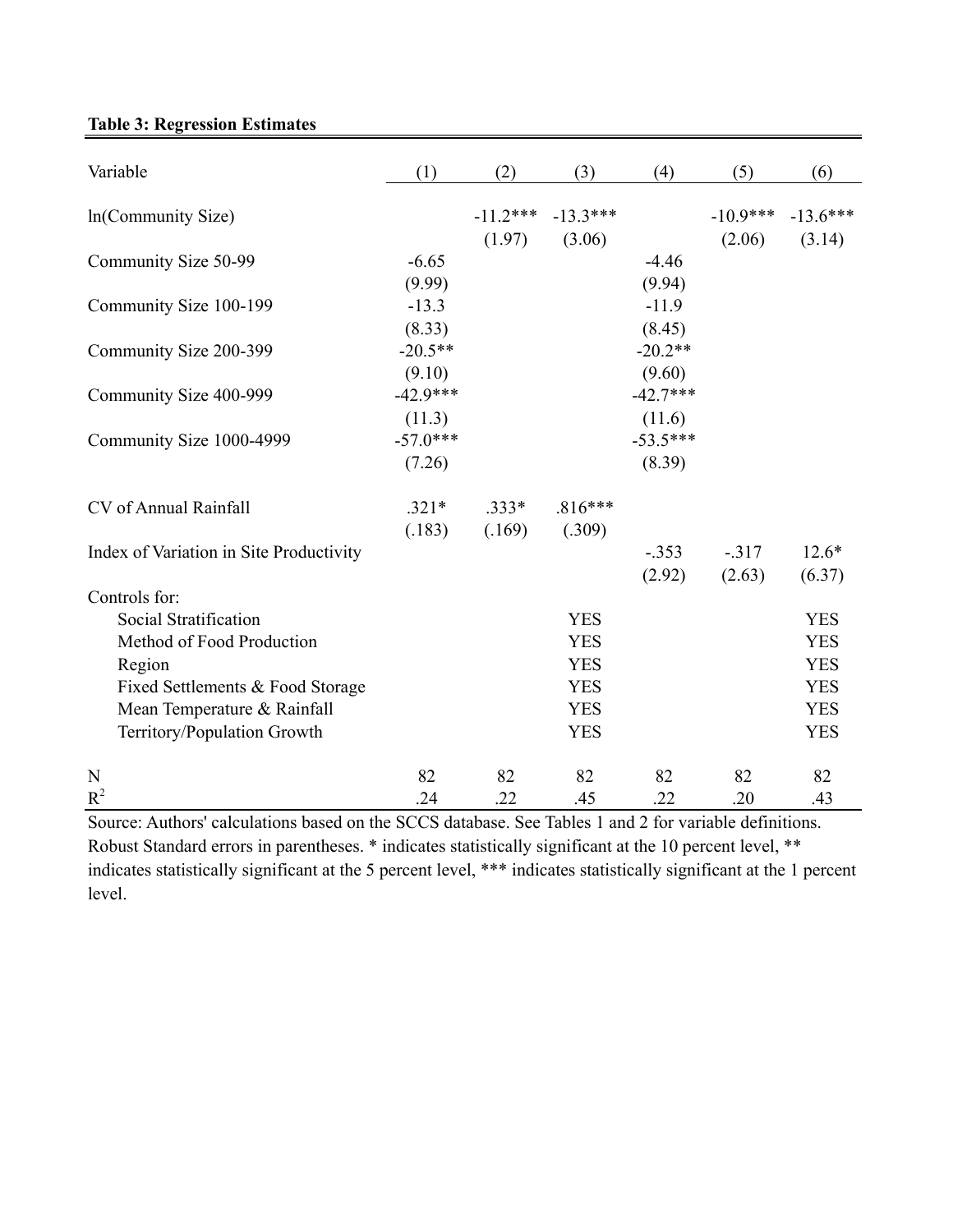**Table 3: Regression Estimates**

| Variable | (1) | (2) | (3) | (4) | (5) | (6) |
|---|---|---|---|---|---|---|
| ln(Community Size) | | -11.2*** | -13.3*** | | -10.9*** | -13.6*** |
| | | (1.97) | (3.06) | | (2.06) | (3.14) |
| Community Size 50-99 | -6.65 | | | -4.46 | | |
| | (9.99) | | | (9.94) | | |
| Community Size 100-199 | -13.3 | | | -11.9 | | |
| | (8.33) | | | (8.45) | | |
| Community Size 200-399 | -20.5** | | | -20.2** | | |
| | (9.10) | | | (9.60) | | |
| Community Size 400-999 | -42.9*** | | | -42.7*** | | |
| | (11.3) | | | (11.6) | | |
| Community Size 1000-4999 | -57.0*** | | | -53.5*** | | |
| | (7.26) | | | (8.39) | | |
| CV of Annual Rainfall | .321* | .333* | .816*** | | | |
| | (.183) | (.169) | (.309) | | | |
| Index of Variation in Site Productivity | | | | -.353 | -.317 | 12.6* |
| | | | | (2.92) | (2.63) | (6.37) |
| Controls for: | | | | | | |
| Social Stratification | | | YES | | | YES |
| Method of Food Production | | | YES | | | YES |
| Region | | | YES | | | YES |
| Fixed Settlements & Food Storage | | | YES | | | YES |
| Mean Temperature & Rainfall | | | YES | | | YES |
| Territory/Population Growth | | | YES | | | YES |
| N | 82 | 82 | 82 | 82 | 82 | 82 |
| $R^2$ | .24 | .22 | .45 | .22 | .20 | .43 |

Source: Authors' calculations based on the SCCS database. See Tables 1 and 2 for variable definitions. Robust Standard errors in parentheses. * indicates statistically significant at the 10 percent level, ** indicates statistically significant at the 5 percent level, *** indicates statistically significant at the 1 percent level.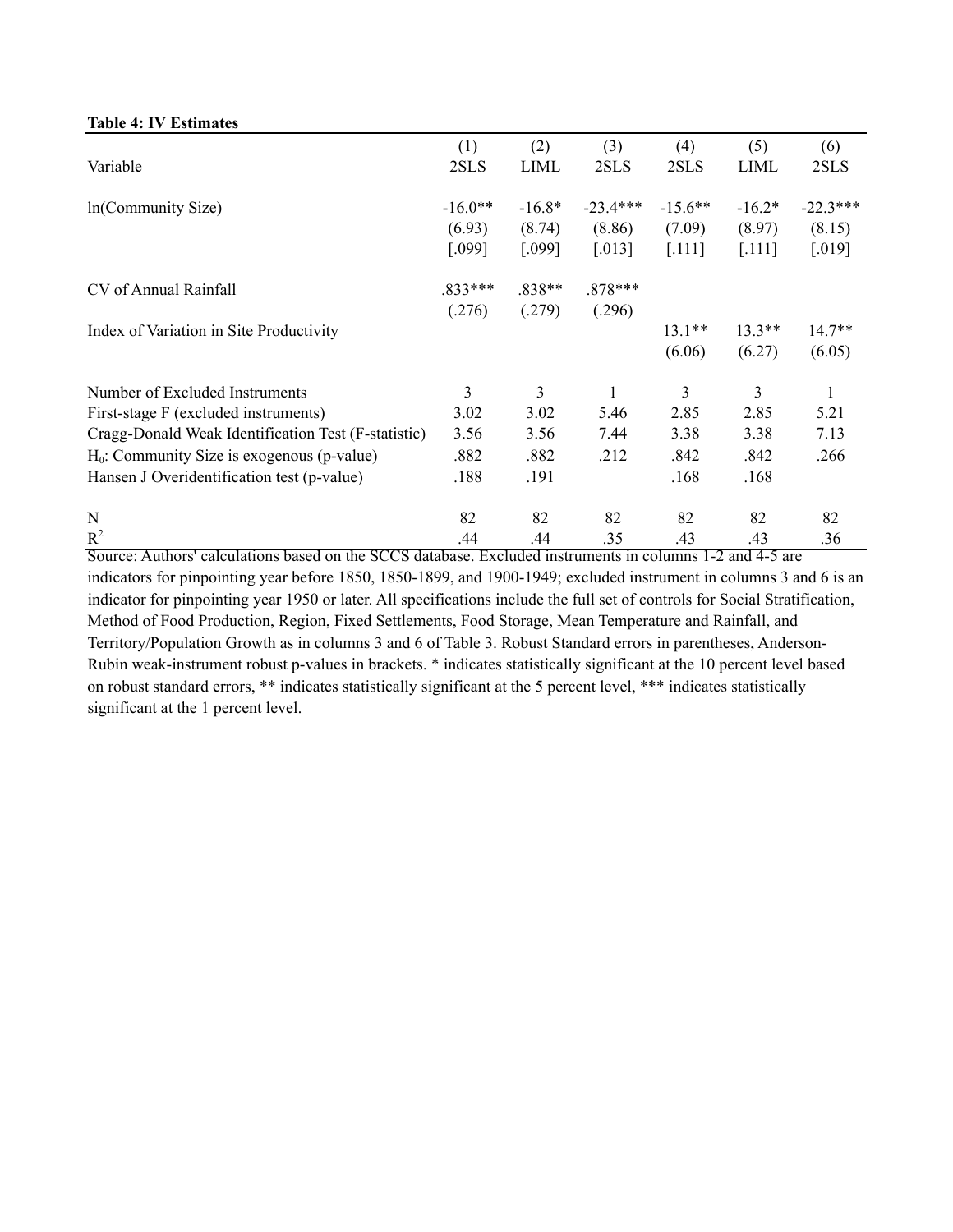**Table 4: IV Estimates**

| Variable | (1)<br>2SLS | (2)<br>LIML | (3)<br>2SLS | (4)<br>2SLS | (5)<br>LIML | (6)<br>2SLS |
|---|---|---|---|---|---|---|
| ln(Community Size) | -16.0** | -16.8* | -23.4*** | -15.6** | -16.2* | -22.3*** |
| | (6.93) | (8.74) | (8.86) | (7.09) | (8.97) | (8.15) |
| | [.099] | [.099] | [.013] | [.111] | [.111] | [.019] |
| CV of Annual Rainfall | .833*** | .838** | .878*** | | | |
| | (.276) | (.279) | (.296) | | | |
| Index of Variation in Site Productivity | | | | 13.1** | 13.3** | 14.7** |
| | | | | (6.06) | (6.27) | (6.05) |
| Number of Excluded Instruments | 3 | 3 | 1 | 3 | 3 | 1 |
| First-stage F (excluded instruments) | 3.02 | 3.02 | 5.46 | 2.85 | 2.85 | 5.21 |
| Cragg-Donald Weak Identification Test (F-statistic) | 3.56 | 3.56 | 7.44 | 3.38 | 3.38 | 7.13 |
| $H_0$: Community Size is exogenous (p-value) | .882 | .882 | .212 | .842 | .842 | .266 |
| Hansen J Overidentification test (p-value) | .188 | .191 | | .168 | .168 | |
| N | 82 | 82 | 82 | 82 | 82 | 82 |
| $R^2$ | .44 | .44 | .35 | .43 | .43 | .36 |

Source: Authors' calculations based on the SCCS database. Excluded instruments in columns 1-2 and 4-5 are indicators for pinpointing year before 1850, 1850-1899, and 1900-1949; excluded instrument in columns 3 and 6 is an indicator for pinpointing year 1950 or later. All specifications include the full set of controls for Social Stratification, Method of Food Production, Region, Fixed Settlements, Food Storage, Mean Temperature and Rainfall, and Territory/Population Growth as in columns 3 and 6 of Table 3. Robust Standard errors in parentheses, Anderson-Rubin weak-instrument robust p-values in brackets. * indicates statistically significant at the 10 percent level based on robust standard errors, ** indicates statistically significant at the 5 percent level, *** indicates statistically significant at the 1 percent level.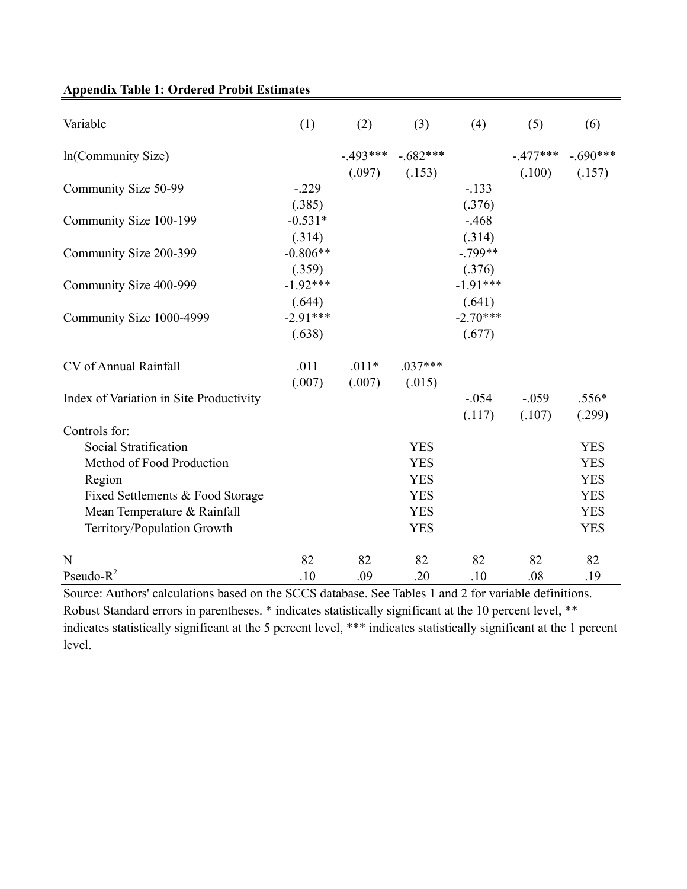**Appendix Table 1: Ordered Probit Estimates**

| Variable | (1) | (2) | (3) | (4) | (5) | (6) |
|---|---|---|---|---|---|---|
| ln(Community Size) | | -.493*** | -.682*** | | -.477*** | -.690*** |
| | | (.097) | (.153) | | (.100) | (.157) |
| Community Size 50-99 | -.229 | | | -.133 | | |
| | (.385) | | | (.376) | | |
| Community Size 100-199 | -0.531* | | | -.468 | | |
| | (.314) | | | (.314) | | |
| Community Size 200-399 | -0.806** | | | -.799** | | |
| | (.359) | | | (.376) | | |
| Community Size 400-999 | -1.92*** | | | -1.91*** | | |
| | (.644) | | | (.641) | | |
| Community Size 1000-4999 | -2.91*** | | | -2.70*** | | |
| | (.638) | | | (.677) | | |
| CV of Annual Rainfall | .011 | .011* | .037*** | | | |
| | (.007) | (.007) | (.015) | | | |
| Index of Variation in Site Productivity | | | | -.054 | -.059 | .556* |
| | | | | (.117) | (.107) | (.299) |
| Controls for: | | | | | | |
| Social Stratification | | | YES | | | YES |
| Method of Food Production | | | YES | | | YES |
| Region | | | YES | | | YES |
| Fixed Settlements & Food Storage | | | YES | | | YES |
| Mean Temperature & Rainfall | | | YES | | | YES |
| Territory/Population Growth | | | YES | | | YES |
| N | 82 | 82 | 82 | 82 | 82 | 82 |
| Pseudo-$R^2$ | .10 | .09 | .20 | .10 | .08 | .19 |

Source: Authors' calculations based on the SCCS database. See Tables 1 and 2 for variable definitions. Robust Standard errors in parentheses. * indicates statistically significant at the 10 percent level, ** indicates statistically significant at the 5 percent level, *** indicates statistically significant at the 1 percent level.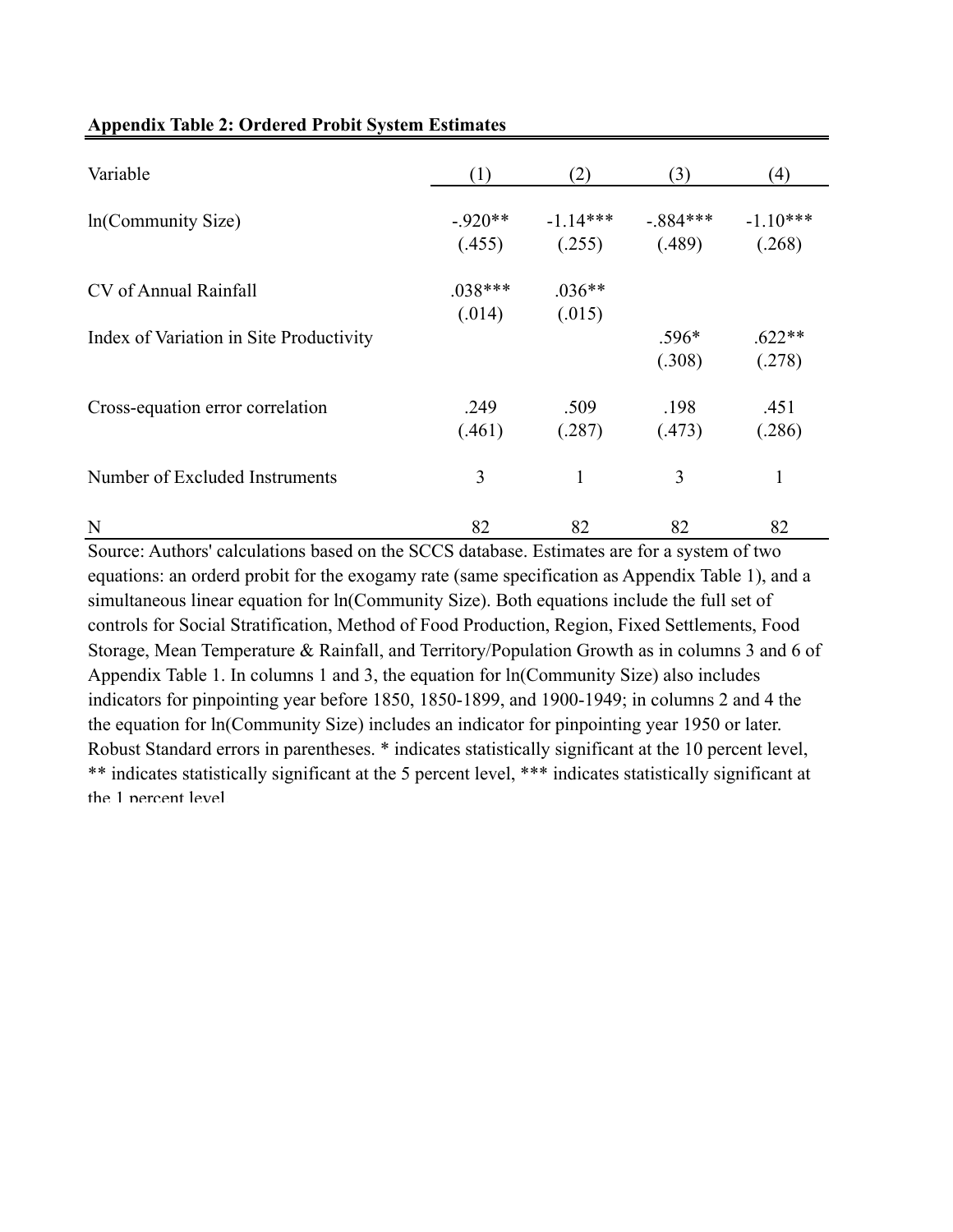**Appendix Table 2: Ordered Probit System Estimates**

| Variable | (1) | (2) | (3) | (4) |
|---|---|---|---|---|
| ln(Community Size) | -.920** | -1.14*** | -.884*** | -1.10*** |
| | (.455) | (.255) | (.489) | (.268) |
| CV of Annual Rainfall | .038*** | .036** | | |
| | (.014) | (.015) | | |
| Index of Variation in Site Productivity | | | .596* | .622** |
| | | | (.308) | (.278) |
| Cross-equation error correlation | .249 | .509 | .198 | .451 |
| | (.461) | (.287) | (.473) | (.286) |
| Number of Excluded Instruments | 3 | 1 | 3 | 1 |
| N | 82 | 82 | 82 | 82 |

Source: Authors' calculations based on the SCCS database. Estimates are for a system of two equations: an orderd probit for the exogamy rate (same specification as Appendix Table 1), and a simultaneous linear equation for ln(Community Size). Both equations include the full set of controls for Social Stratification, Method of Food Production, Region, Fixed Settlements, Food Storage, Mean Temperature & Rainfall, and Territory/Population Growth as in columns 3 and 6 of Appendix Table 1. In columns 1 and 3, the equation for ln(Community Size) also includes indicators for pinpointing year before 1850, 1850-1899, and 1900-1949; in columns 2 and 4 the the equation for ln(Community Size) includes an indicator for pinpointing year 1950 or later. Robust Standard errors in parentheses. * indicates statistically significant at the 10 percent level, ** indicates statistically significant at the 5 percent level, *** indicates statistically significant at the 1 percent level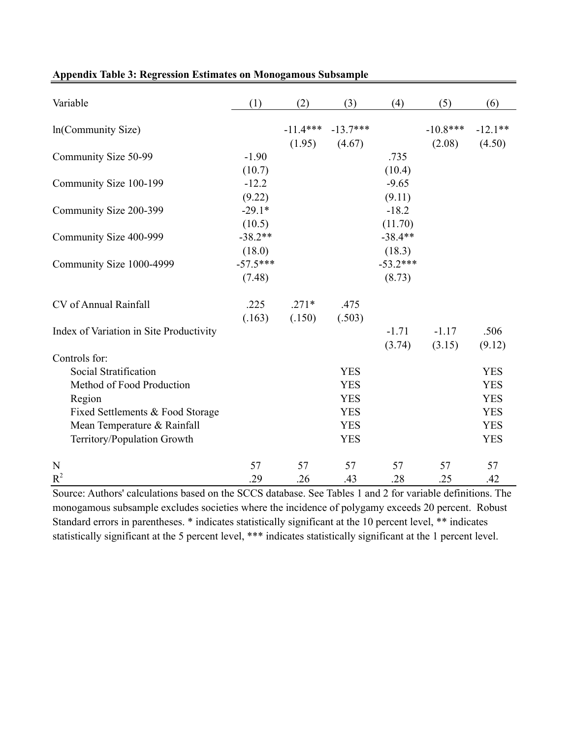**Appendix Table 3: Regression Estimates on Monogamous Subsample**

| Variable | (1) | (2) | (3) | (4) | (5) | (6) |
|---|---|---|---|---|---|---|
| ln(Community Size) | | -11.4*** | -13.7*** | | -10.8*** | -12.1** |
| | | (1.95) | (4.67) | | (2.08) | (4.50) |
| Community Size 50-99 | -1.90 | | | .735 | | |
| | (10.7) | | | (10.4) | | |
| Community Size 100-199 | -12.2 | | | -9.65 | | |
| | (9.22) | | | (9.11) | | |
| Community Size 200-399 | -29.1* | | | -18.2 | | |
| | (10.5) | | | (11.70) | | |
| Community Size 400-999 | -38.2** | | | -38.4** | | |
| | (18.0) | | | (18.3) | | |
| Community Size 1000-4999 | -57.5*** | | | -53.2*** | | |
| | (7.48) | | | (8.73) | | |
| CV of Annual Rainfall | .225 | .271* | .475 | | | |
| | (.163) | (.150) | (.503) | | | |
| Index of Variation in Site Productivity | | | | -1.71 | -1.17 | .506 |
| | | | | (3.74) | (3.15) | (9.12) |
| Controls for: | | | | | | |
| Social Stratification | | | YES | | | YES |
| Method of Food Production | | | YES | | | YES |
| Region | | | YES | | | YES |
| Fixed Settlements & Food Storage | | | YES | | | YES |
| Mean Temperature & Rainfall | | | YES | | | YES |
| Territory/Population Growth | | | YES | | | YES |
| N | 57 | 57 | 57 | 57 | 57 | 57 |
| $R^2$ | .29 | .26 | .43 | .28 | .25 | .42 |

Source: Authors' calculations based on the SCCS database. See Tables 1 and 2 for variable definitions. The monogamous subsample excludes societies where the incidence of polygamy exceeds 20 percent. Robust Standard errors in parentheses. * indicates statistically significant at the 10 percent level, ** indicates statistically significant at the 5 percent level, *** indicates statistically significant at the 1 percent level.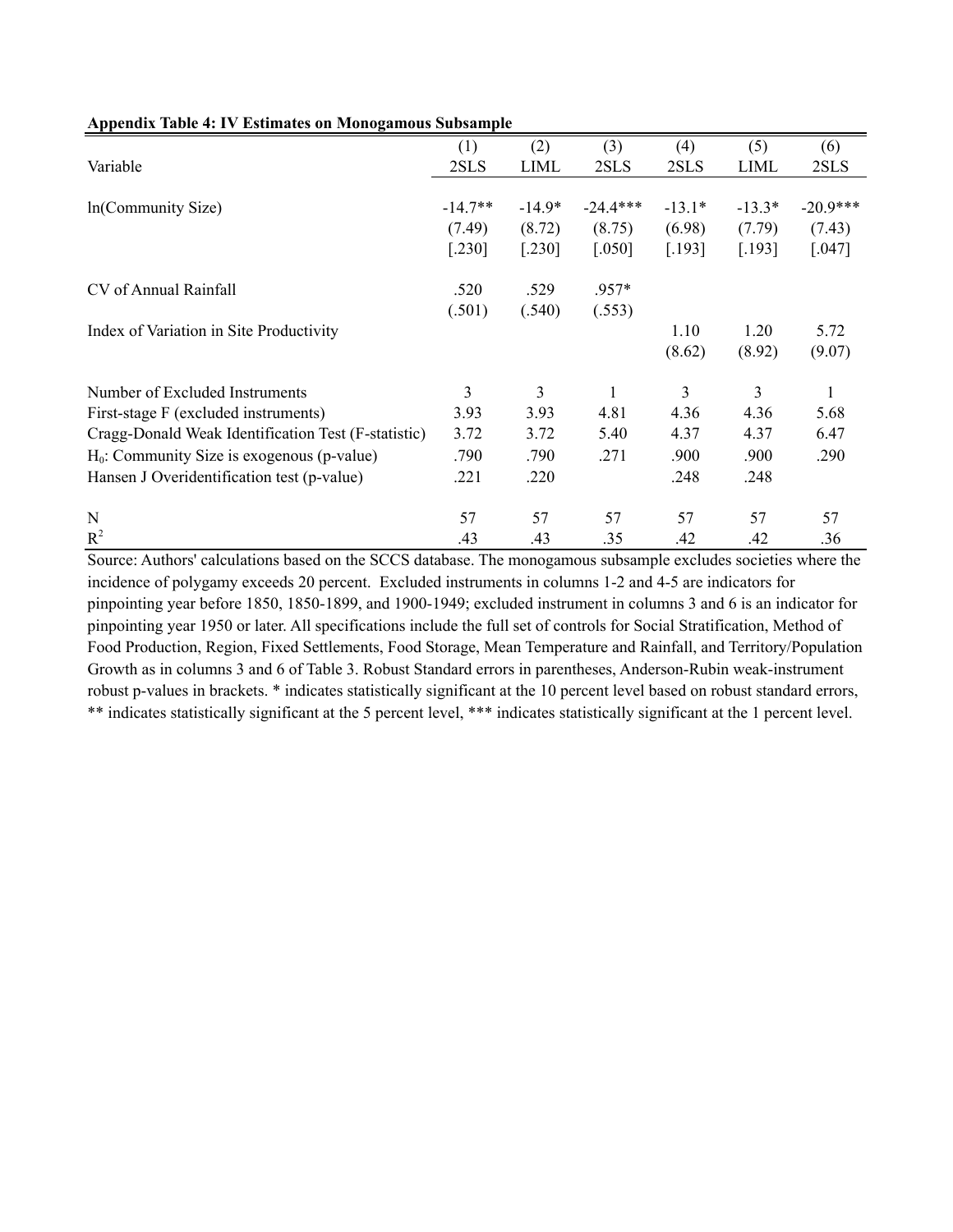**Appendix Table 4: IV Estimates on Monogamous Subsample**

| Variable | (1) 2SLS | (2) LIML | (3) 2SLS | (4) 2SLS | (5) LIML | (6) 2SLS |
|---|---|---|---|---|---|---|
| ln(Community Size) | -14.7** | -14.9* | -24.4*** | -13.1* | -13.3* | -20.9*** |
| | (7.49) | (8.72) | (8.75) | (6.98) | (7.79) | (7.43) |
| | [.230] | [.230] | [.050] | [.193] | [.193] | [.047] |
| CV of Annual Rainfall | .520 | .529 | .957* | | | |
| | (.501) | (.540) | (.553) | | | |
| Index of Variation in Site Productivity | | | | 1.10 | 1.20 | 5.72 |
| | | | | (8.62) | (8.92) | (9.07) |
| Number of Excluded Instruments | 3 | 3 | 1 | 3 | 3 | 1 |
| First-stage F (excluded instruments) | 3.93 | 3.93 | 4.81 | 4.36 | 4.36 | 5.68 |
| Cragg-Donald Weak Identification Test (F-statistic) | 3.72 | 3.72 | 5.40 | 4.37 | 4.37 | 6.47 |
| $H_0$: Community Size is exogenous (p-value) | .790 | .790 | .271 | .900 | .900 | .290 |
| Hansen J Overidentification test (p-value) | .221 | .220 | | .248 | .248 | |
| N | 57 | 57 | 57 | 57 | 57 | 57 |
| $R^2$ | .43 | .43 | .35 | .42 | .42 | .36 |

Source: Authors' calculations based on the SCCS database. The monogamous subsample excludes societies where the incidence of polygamy exceeds 20 percent. Excluded instruments in columns 1-2 and 4-5 are indicators for pinpointing year before 1850, 1850-1899, and 1900-1949; excluded instrument in columns 3 and 6 is an indicator for pinpointing year 1950 or later. All specifications include the full set of controls for Social Stratification, Method of Food Production, Region, Fixed Settlements, Food Storage, Mean Temperature and Rainfall, and Territory/Population Growth as in columns 3 and 6 of Table 3. Robust Standard errors in parentheses, Anderson-Rubin weak-instrument robust p-values in brackets. * indicates statistically significant at the 10 percent level based on robust standard errors, ** indicates statistically significant at the 5 percent level, *** indicates statistically significant at the 1 percent level.